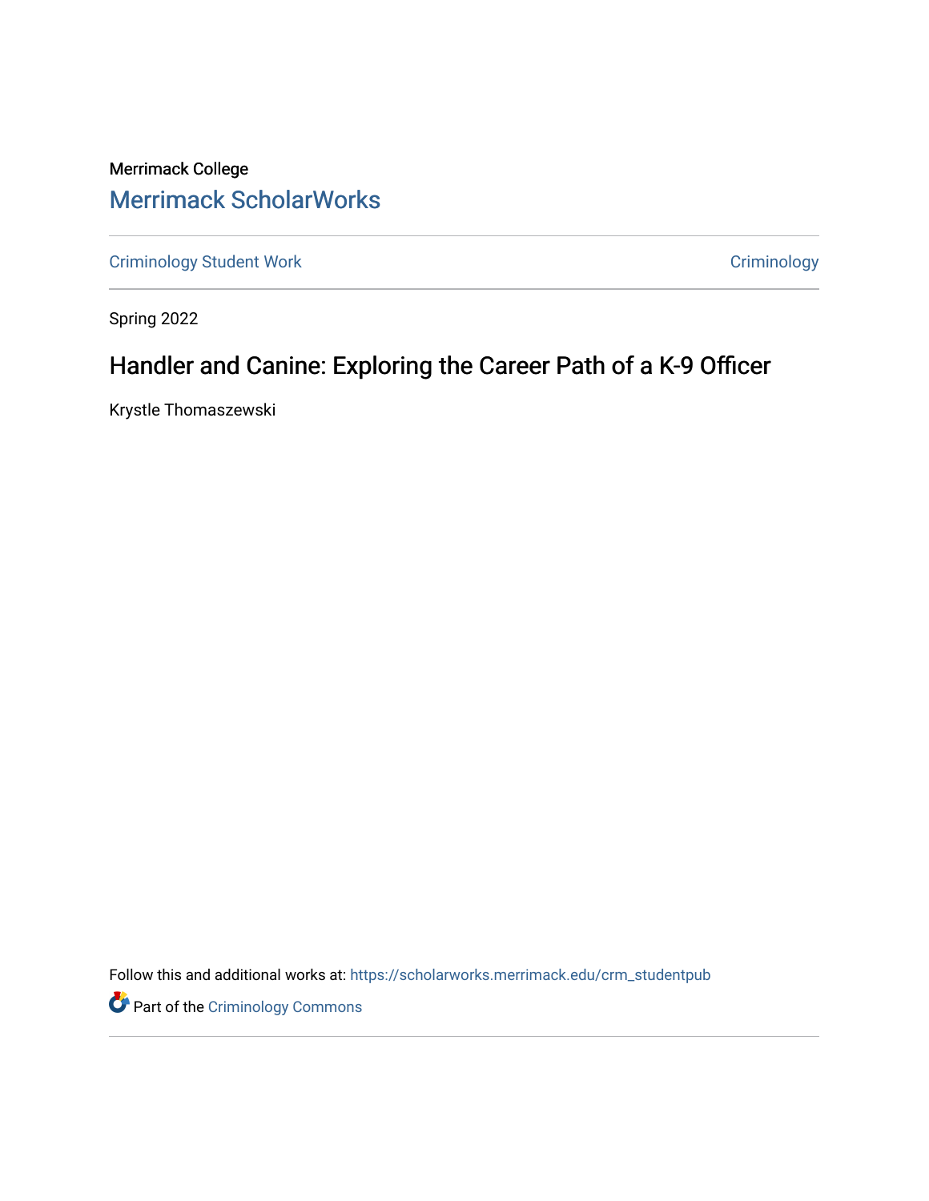Merrimack College

Merrimack ScholarWorks

Criminology Student Work | Criminology

Spring 2022

# Handler and Canine: Exploring the Career Path of a K-9 Officer

Krystle Thomaszewski

Follow this and additional works at: https://scholarworks.merrimack.edu/crm_studentpub

Part of the Criminology Commons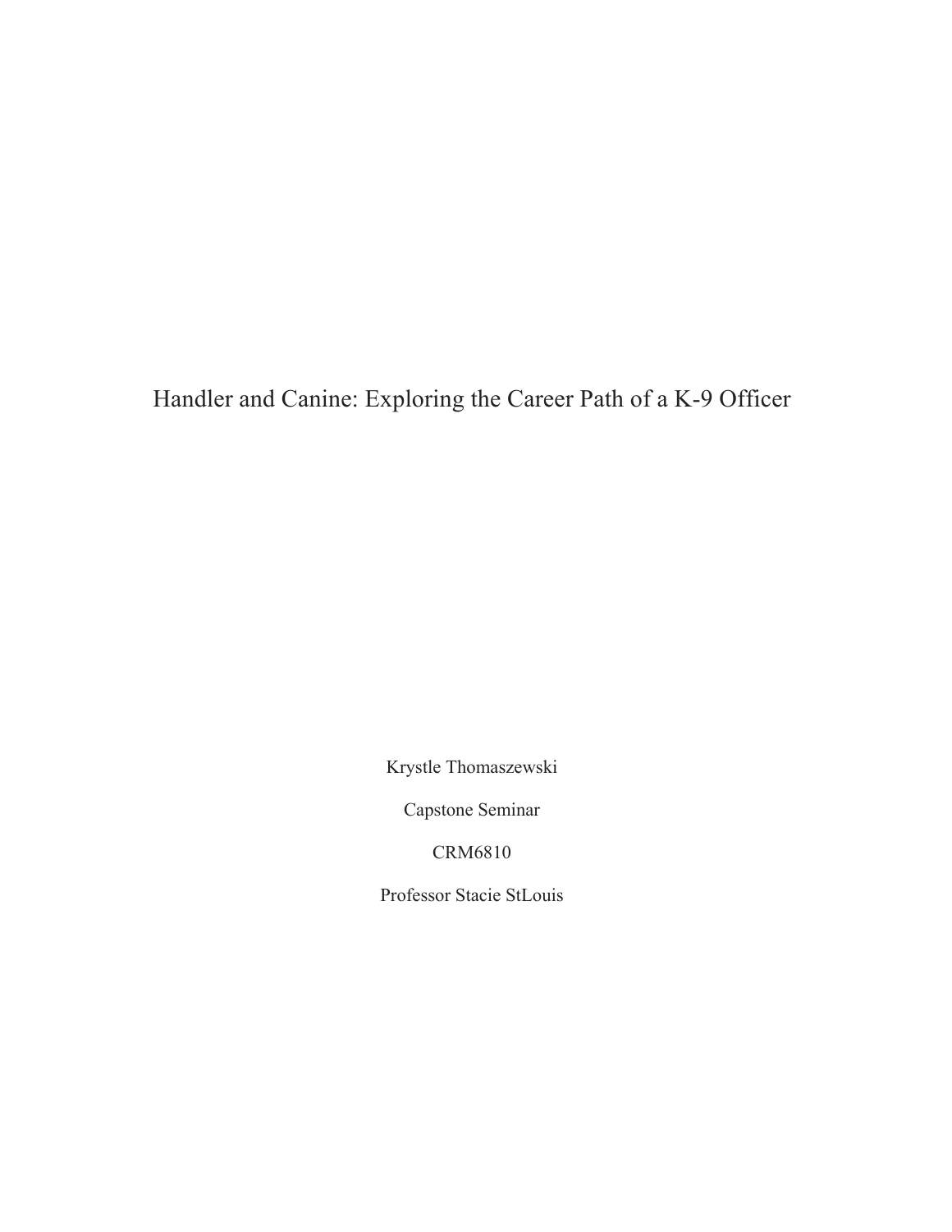# Handler and Canine: Exploring the Career Path of a K-9 Officer

Krystle Thomaszewski

Capstone Seminar

CRM6810

Professor Stacie StLouis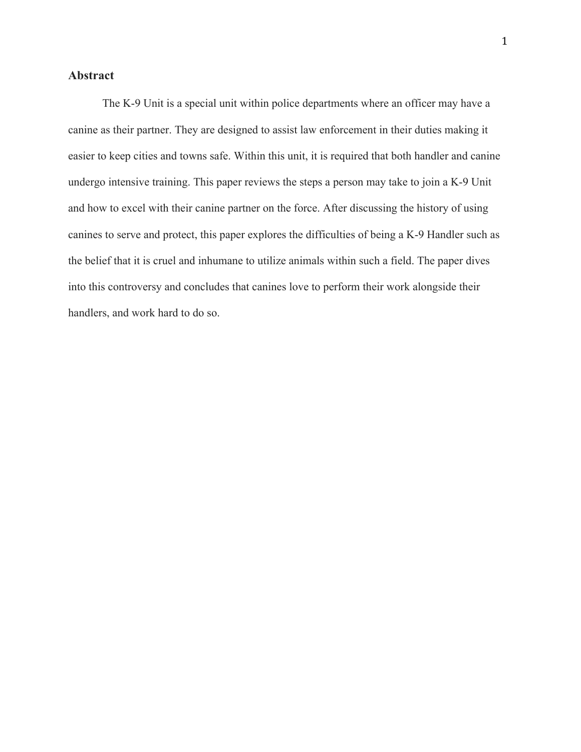## Abstract

The K-9 Unit is a special unit within police departments where an officer may have a canine as their partner. They are designed to assist law enforcement in their duties making it easier to keep cities and towns safe. Within this unit, it is required that both handler and canine undergo intensive training. This paper reviews the steps a person may take to join a K-9 Unit and how to excel with their canine partner on the force. After discussing the history of using canines to serve and protect, this paper explores the difficulties of being a K-9 Handler such as the belief that it is cruel and inhumane to utilize animals within such a field. The paper dives into this controversy and concludes that canines love to perform their work alongside their handlers, and work hard to do so.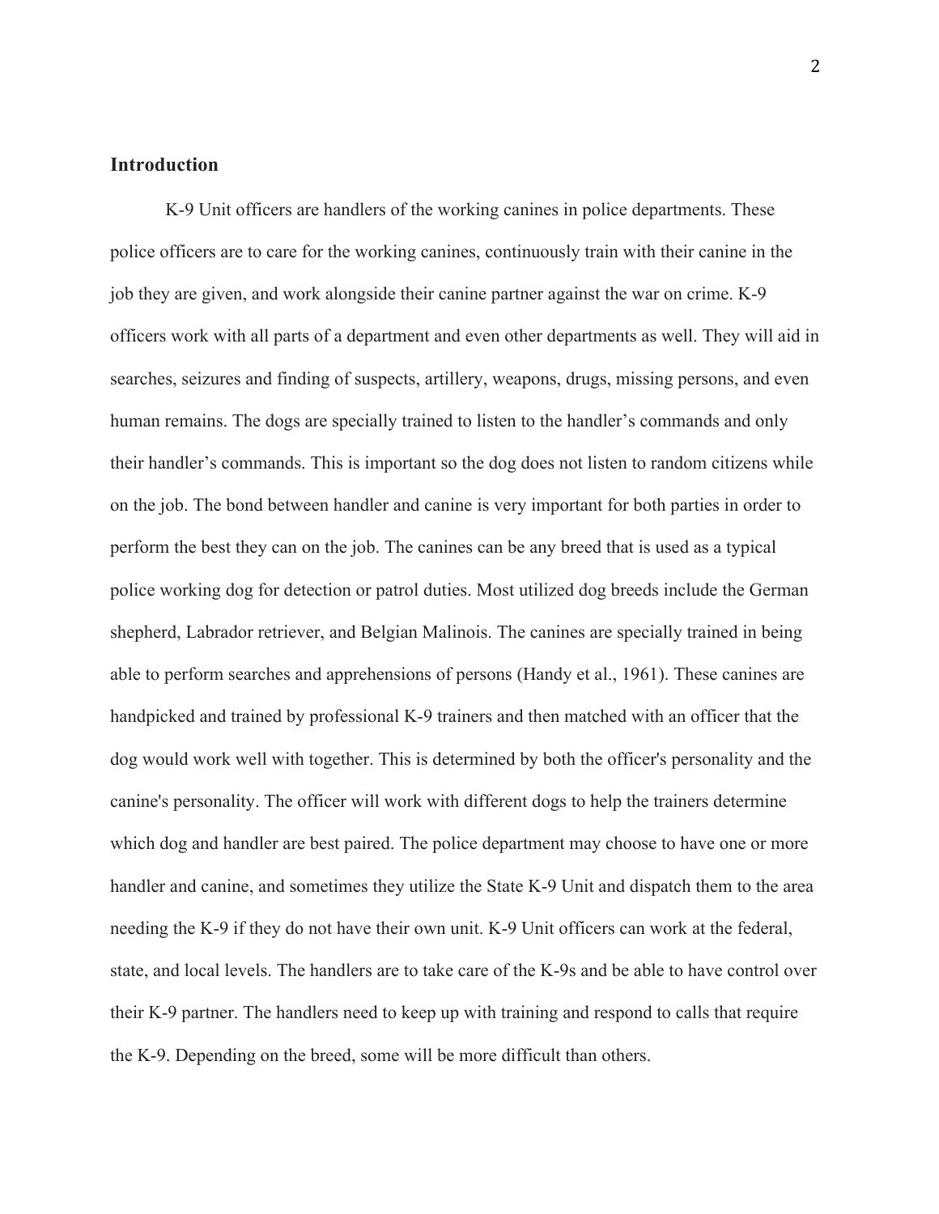## Introduction

K-9 Unit officers are handlers of the working canines in police departments. These police officers are to care for the working canines, continuously train with their canine in the job they are given, and work alongside their canine partner against the war on crime. K-9 officers work with all parts of a department and even other departments as well. They will aid in searches, seizures and finding of suspects, artillery, weapons, drugs, missing persons, and even human remains. The dogs are specially trained to listen to the handler's commands and only their handler's commands. This is important so the dog does not listen to random citizens while on the job. The bond between handler and canine is very important for both parties in order to perform the best they can on the job. The canines can be any breed that is used as a typical police working dog for detection or patrol duties. Most utilized dog breeds include the German shepherd, Labrador retriever, and Belgian Malinois. The canines are specially trained in being able to perform searches and apprehensions of persons (Handy et al., 1961). These canines are handpicked and trained by professional K-9 trainers and then matched with an officer that the dog would work well with together. This is determined by both the officer's personality and the canine's personality. The officer will work with different dogs to help the trainers determine which dog and handler are best paired. The police department may choose to have one or more handler and canine, and sometimes they utilize the State K-9 Unit and dispatch them to the area needing the K-9 if they do not have their own unit. K-9 Unit officers can work at the federal, state, and local levels. The handlers are to take care of the K-9s and be able to have control over their K-9 partner. The handlers need to keep up with training and respond to calls that require the K-9. Depending on the breed, some will be more difficult than others.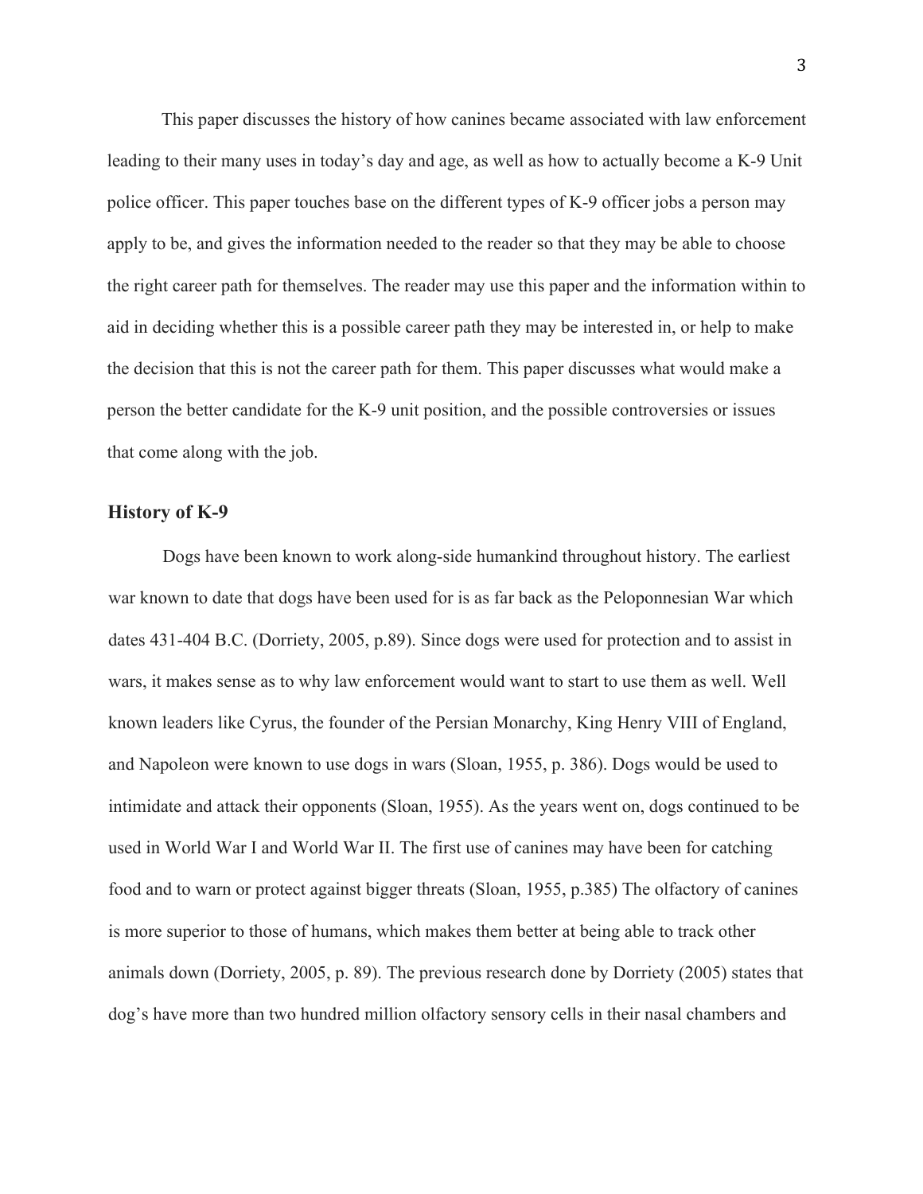This paper discusses the history of how canines became associated with law enforcement leading to their many uses in today's day and age, as well as how to actually become a K-9 Unit police officer. This paper touches base on the different types of K-9 officer jobs a person may apply to be, and gives the information needed to the reader so that they may be able to choose the right career path for themselves. The reader may use this paper and the information within to aid in deciding whether this is a possible career path they may be interested in, or help to make the decision that this is not the career path for them. This paper discusses what would make a person the better candidate for the K-9 unit position, and the possible controversies or issues that come along with the job.

## History of K-9

Dogs have been known to work along-side humankind throughout history. The earliest war known to date that dogs have been used for is as far back as the Peloponnesian War which dates 431-404 B.C. (Dorriety, 2005, p.89). Since dogs were used for protection and to assist in wars, it makes sense as to why law enforcement would want to start to use them as well. Well known leaders like Cyrus, the founder of the Persian Monarchy, King Henry VIII of England, and Napoleon were known to use dogs in wars (Sloan, 1955, p. 386). Dogs would be used to intimidate and attack their opponents (Sloan, 1955). As the years went on, dogs continued to be used in World War I and World War II. The first use of canines may have been for catching food and to warn or protect against bigger threats (Sloan, 1955, p.385) The olfactory of canines is more superior to those of humans, which makes them better at being able to track other animals down (Dorriety, 2005, p. 89). The previous research done by Dorriety (2005) states that dog's have more than two hundred million olfactory sensory cells in their nasal chambers and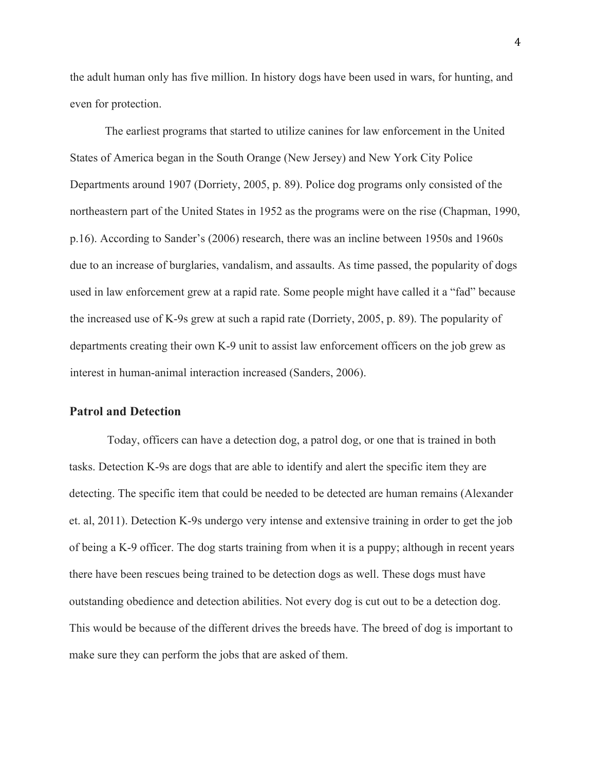the adult human only has five million. In history dogs have been used in wars, for hunting, and even for protection.

The earliest programs that started to utilize canines for law enforcement in the United States of America began in the South Orange (New Jersey) and New York City Police Departments around 1907 (Dorriety, 2005, p. 89). Police dog programs only consisted of the northeastern part of the United States in 1952 as the programs were on the rise (Chapman, 1990, p.16). According to Sander's (2006) research, there was an incline between 1950s and 1960s due to an increase of burglaries, vandalism, and assaults. As time passed, the popularity of dogs used in law enforcement grew at a rapid rate. Some people might have called it a "fad" because the increased use of K-9s grew at such a rapid rate (Dorriety, 2005, p. 89). The popularity of departments creating their own K-9 unit to assist law enforcement officers on the job grew as interest in human-animal interaction increased (Sanders, 2006).

### Patrol and Detection

Today, officers can have a detection dog, a patrol dog, or one that is trained in both tasks. Detection K-9s are dogs that are able to identify and alert the specific item they are detecting. The specific item that could be needed to be detected are human remains (Alexander et. al, 2011). Detection K-9s undergo very intense and extensive training in order to get the job of being a K-9 officer. The dog starts training from when it is a puppy; although in recent years there have been rescues being trained to be detection dogs as well. These dogs must have outstanding obedience and detection abilities. Not every dog is cut out to be a detection dog. This would be because of the different drives the breeds have. The breed of dog is important to make sure they can perform the jobs that are asked of them.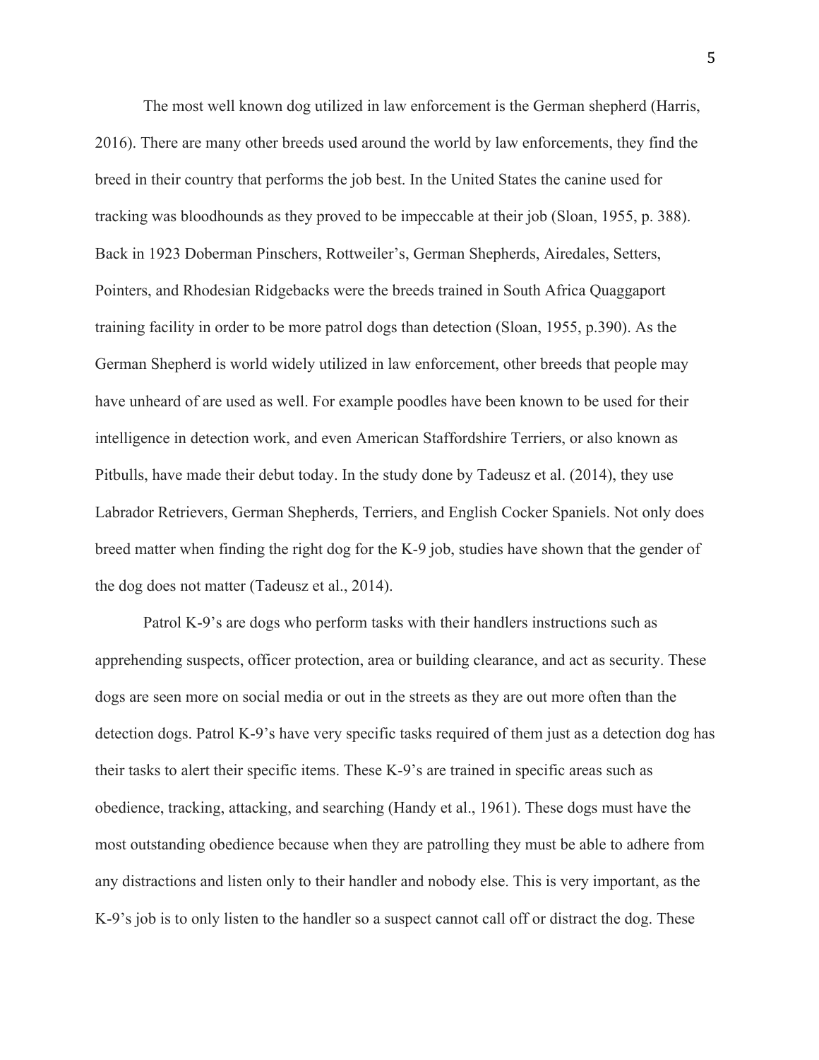The most well known dog utilized in law enforcement is the German shepherd (Harris, 2016). There are many other breeds used around the world by law enforcements, they find the breed in their country that performs the job best. In the United States the canine used for tracking was bloodhounds as they proved to be impeccable at their job (Sloan, 1955, p. 388). Back in 1923 Doberman Pinschers, Rottweiler's, German Shepherds, Airedales, Setters, Pointers, and Rhodesian Ridgebacks were the breeds trained in South Africa Quaggaport training facility in order to be more patrol dogs than detection (Sloan, 1955, p.390). As the German Shepherd is world widely utilized in law enforcement, other breeds that people may have unheard of are used as well. For example poodles have been known to be used for their intelligence in detection work, and even American Staffordshire Terriers, or also known as Pitbulls, have made their debut today. In the study done by Tadeusz et al. (2014), they use Labrador Retrievers, German Shepherds, Terriers, and English Cocker Spaniels. Not only does breed matter when finding the right dog for the K-9 job, studies have shown that the gender of the dog does not matter (Tadeusz et al., 2014).

Patrol K-9's are dogs who perform tasks with their handlers instructions such as apprehending suspects, officer protection, area or building clearance, and act as security. These dogs are seen more on social media or out in the streets as they are out more often than the detection dogs. Patrol K-9's have very specific tasks required of them just as a detection dog has their tasks to alert their specific items. These K-9's are trained in specific areas such as obedience, tracking, attacking, and searching (Handy et al., 1961). These dogs must have the most outstanding obedience because when they are patrolling they must be able to adhere from any distractions and listen only to their handler and nobody else. This is very important, as the K-9's job is to only listen to the handler so a suspect cannot call off or distract the dog. These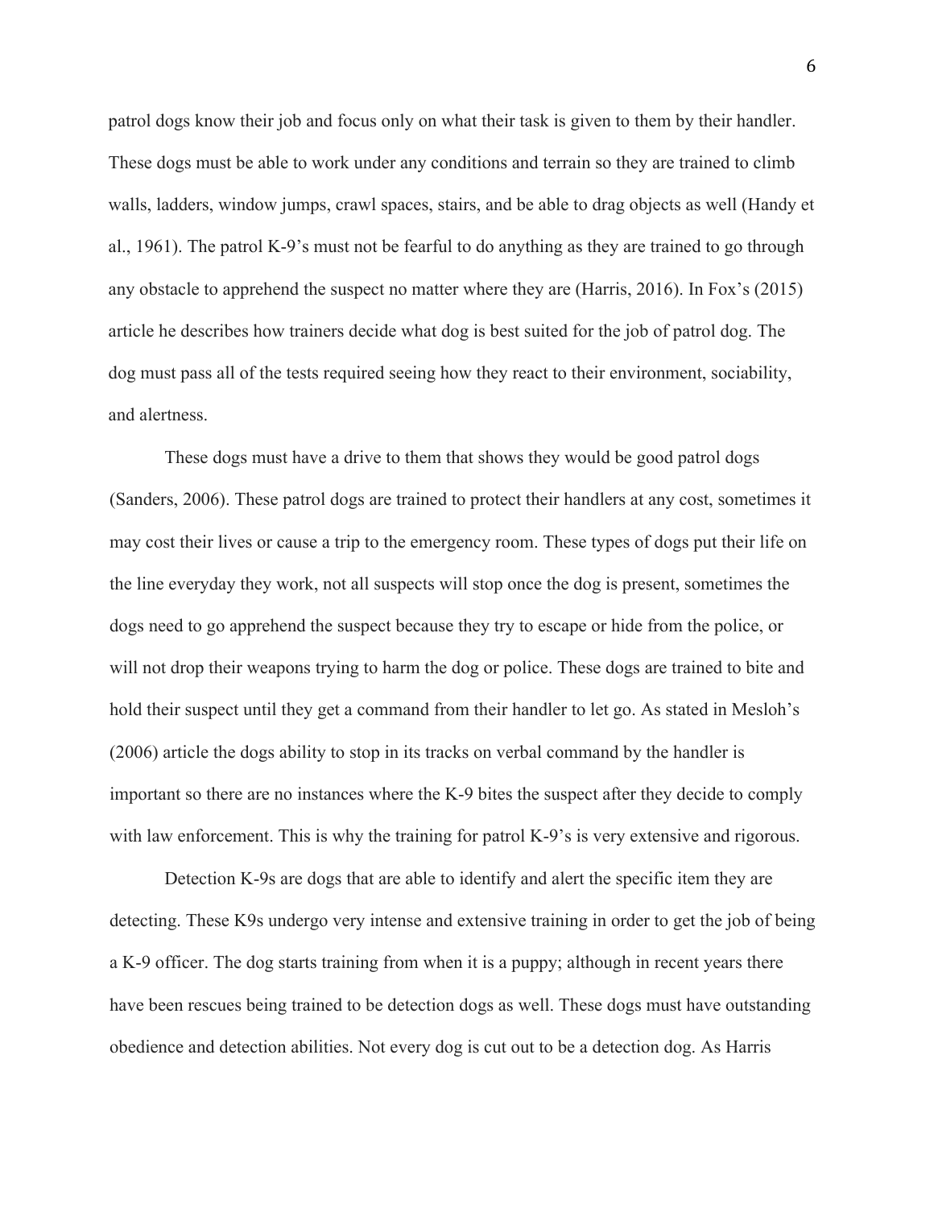patrol dogs know their job and focus only on what their task is given to them by their handler. These dogs must be able to work under any conditions and terrain so they are trained to climb walls, ladders, window jumps, crawl spaces, stairs, and be able to drag objects as well (Handy et al., 1961). The patrol K-9's must not be fearful to do anything as they are trained to go through any obstacle to apprehend the suspect no matter where they are (Harris, 2016). In Fox's (2015) article he describes how trainers decide what dog is best suited for the job of patrol dog. The dog must pass all of the tests required seeing how they react to their environment, sociability, and alertness.

These dogs must have a drive to them that shows they would be good patrol dogs (Sanders, 2006). These patrol dogs are trained to protect their handlers at any cost, sometimes it may cost their lives or cause a trip to the emergency room. These types of dogs put their life on the line everyday they work, not all suspects will stop once the dog is present, sometimes the dogs need to go apprehend the suspect because they try to escape or hide from the police, or will not drop their weapons trying to harm the dog or police. These dogs are trained to bite and hold their suspect until they get a command from their handler to let go. As stated in Mesloh's (2006) article the dogs ability to stop in its tracks on verbal command by the handler is important so there are no instances where the K-9 bites the suspect after they decide to comply with law enforcement. This is why the training for patrol K-9's is very extensive and rigorous.

Detection K-9s are dogs that are able to identify and alert the specific item they are detecting. These K9s undergo very intense and extensive training in order to get the job of being a K-9 officer. The dog starts training from when it is a puppy; although in recent years there have been rescues being trained to be detection dogs as well. These dogs must have outstanding obedience and detection abilities. Not every dog is cut out to be a detection dog. As Harris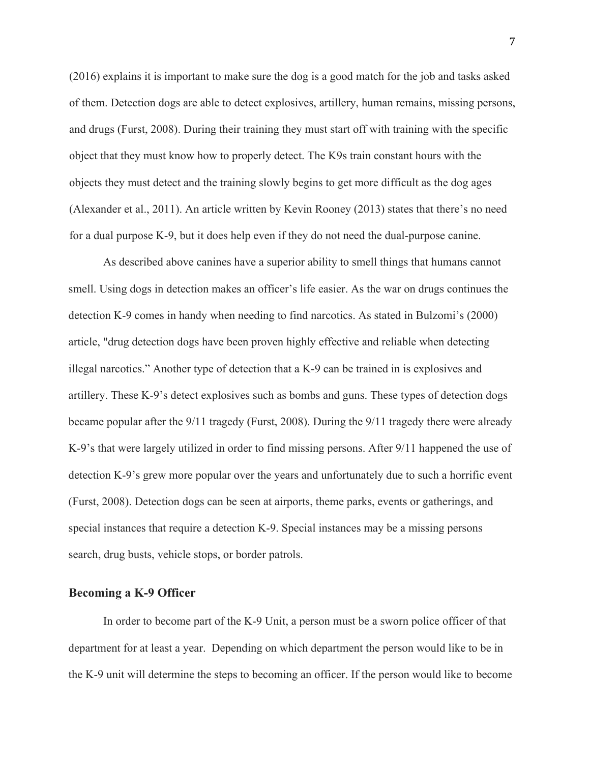(2016) explains it is important to make sure the dog is a good match for the job and tasks asked of them. Detection dogs are able to detect explosives, artillery, human remains, missing persons, and drugs (Furst, 2008). During their training they must start off with training with the specific object that they must know how to properly detect. The K9s train constant hours with the objects they must detect and the training slowly begins to get more difficult as the dog ages (Alexander et al., 2011). An article written by Kevin Rooney (2013) states that there's no need for a dual purpose K-9, but it does help even if they do not need the dual-purpose canine.

As described above canines have a superior ability to smell things that humans cannot smell. Using dogs in detection makes an officer's life easier. As the war on drugs continues the detection K-9 comes in handy when needing to find narcotics. As stated in Bulzomi's (2000) article, "drug detection dogs have been proven highly effective and reliable when detecting illegal narcotics." Another type of detection that a K-9 can be trained in is explosives and artillery. These K-9's detect explosives such as bombs and guns. These types of detection dogs became popular after the 9/11 tragedy (Furst, 2008). During the 9/11 tragedy there were already K-9's that were largely utilized in order to find missing persons. After 9/11 happened the use of detection K-9's grew more popular over the years and unfortunately due to such a horrific event (Furst, 2008). Detection dogs can be seen at airports, theme parks, events or gatherings, and special instances that require a detection K-9. Special instances may be a missing persons search, drug busts, vehicle stops, or border patrols.

### Becoming a K-9 Officer

In order to become part of the K-9 Unit, a person must be a sworn police officer of that department for at least a year. Depending on which department the person would like to be in the K-9 unit will determine the steps to becoming an officer. If the person would like to become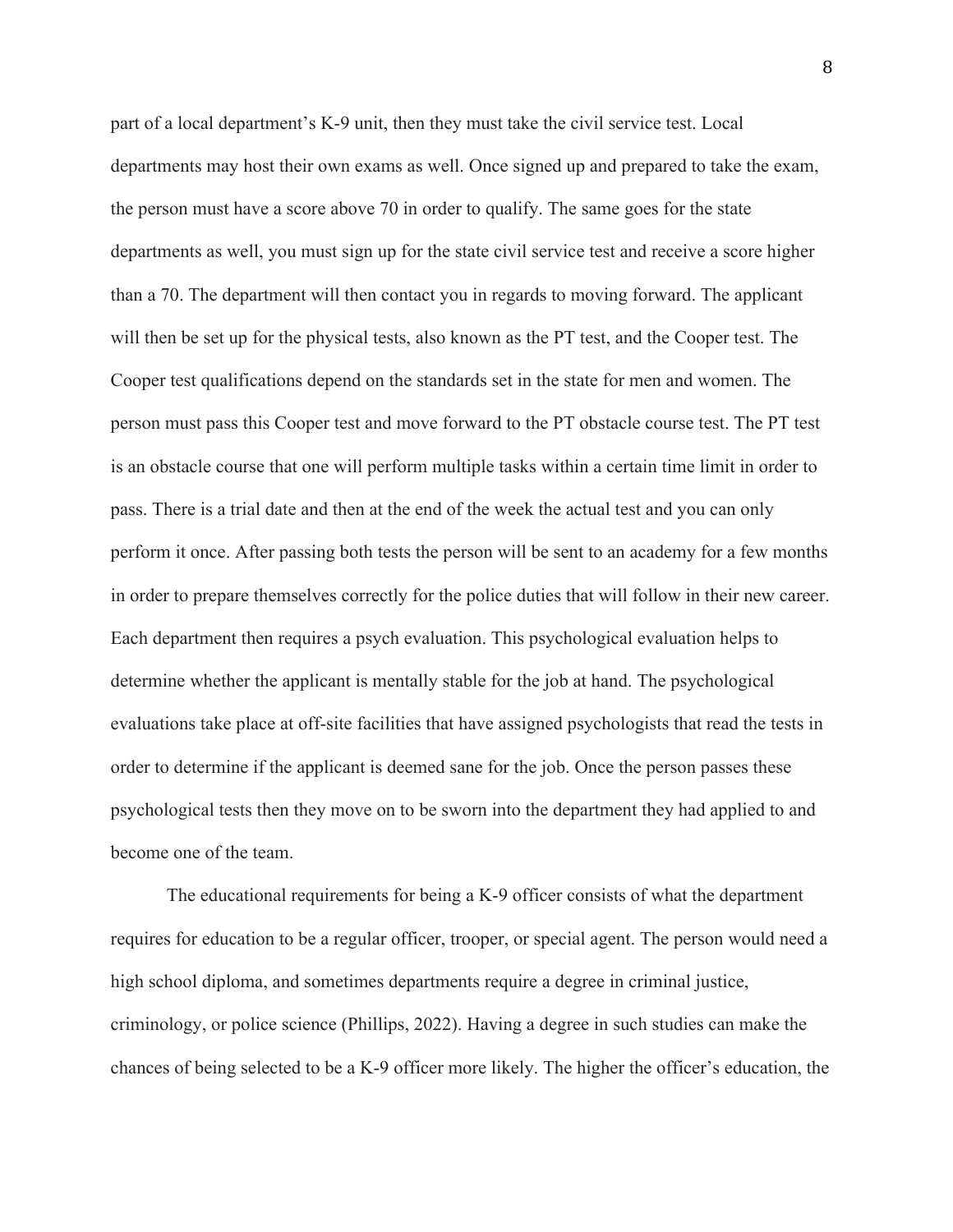part of a local department's K-9 unit, then they must take the civil service test. Local departments may host their own exams as well. Once signed up and prepared to take the exam, the person must have a score above 70 in order to qualify. The same goes for the state departments as well, you must sign up for the state civil service test and receive a score higher than a 70. The department will then contact you in regards to moving forward. The applicant will then be set up for the physical tests, also known as the PT test, and the Cooper test. The Cooper test qualifications depend on the standards set in the state for men and women. The person must pass this Cooper test and move forward to the PT obstacle course test. The PT test is an obstacle course that one will perform multiple tasks within a certain time limit in order to pass. There is a trial date and then at the end of the week the actual test and you can only perform it once. After passing both tests the person will be sent to an academy for a few months in order to prepare themselves correctly for the police duties that will follow in their new career. Each department then requires a psych evaluation. This psychological evaluation helps to determine whether the applicant is mentally stable for the job at hand. The psychological evaluations take place at off-site facilities that have assigned psychologists that read the tests in order to determine if the applicant is deemed sane for the job. Once the person passes these psychological tests then they move on to be sworn into the department they had applied to and become one of the team.

The educational requirements for being a K-9 officer consists of what the department requires for education to be a regular officer, trooper, or special agent. The person would need a high school diploma, and sometimes departments require a degree in criminal justice, criminology, or police science (Phillips, 2022). Having a degree in such studies can make the chances of being selected to be a K-9 officer more likely. The higher the officer's education, the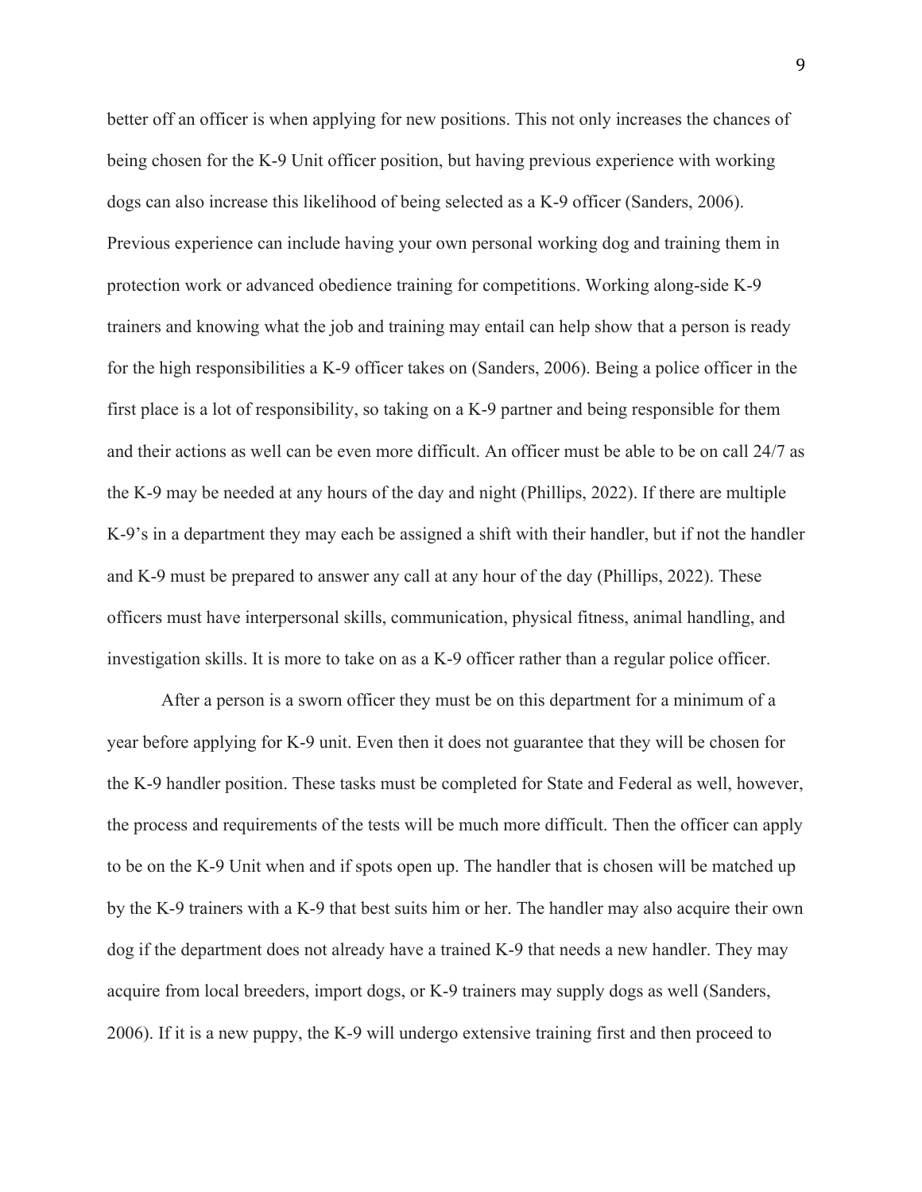better off an officer is when applying for new positions. This not only increases the chances of being chosen for the K-9 Unit officer position, but having previous experience with working dogs can also increase this likelihood of being selected as a K-9 officer (Sanders, 2006). Previous experience can include having your own personal working dog and training them in protection work or advanced obedience training for competitions. Working along-side K-9 trainers and knowing what the job and training may entail can help show that a person is ready for the high responsibilities a K-9 officer takes on (Sanders, 2006). Being a police officer in the first place is a lot of responsibility, so taking on a K-9 partner and being responsible for them and their actions as well can be even more difficult. An officer must be able to be on call 24/7 as the K-9 may be needed at any hours of the day and night (Phillips, 2022). If there are multiple K-9's in a department they may each be assigned a shift with their handler, but if not the handler and K-9 must be prepared to answer any call at any hour of the day (Phillips, 2022). These officers must have interpersonal skills, communication, physical fitness, animal handling, and investigation skills. It is more to take on as a K-9 officer rather than a regular police officer.

After a person is a sworn officer they must be on this department for a minimum of a year before applying for K-9 unit. Even then it does not guarantee that they will be chosen for the K-9 handler position. These tasks must be completed for State and Federal as well, however, the process and requirements of the tests will be much more difficult. Then the officer can apply to be on the K-9 Unit when and if spots open up. The handler that is chosen will be matched up by the K-9 trainers with a K-9 that best suits him or her. The handler may also acquire their own dog if the department does not already have a trained K-9 that needs a new handler. They may acquire from local breeders, import dogs, or K-9 trainers may supply dogs as well (Sanders, 2006). If it is a new puppy, the K-9 will undergo extensive training first and then proceed to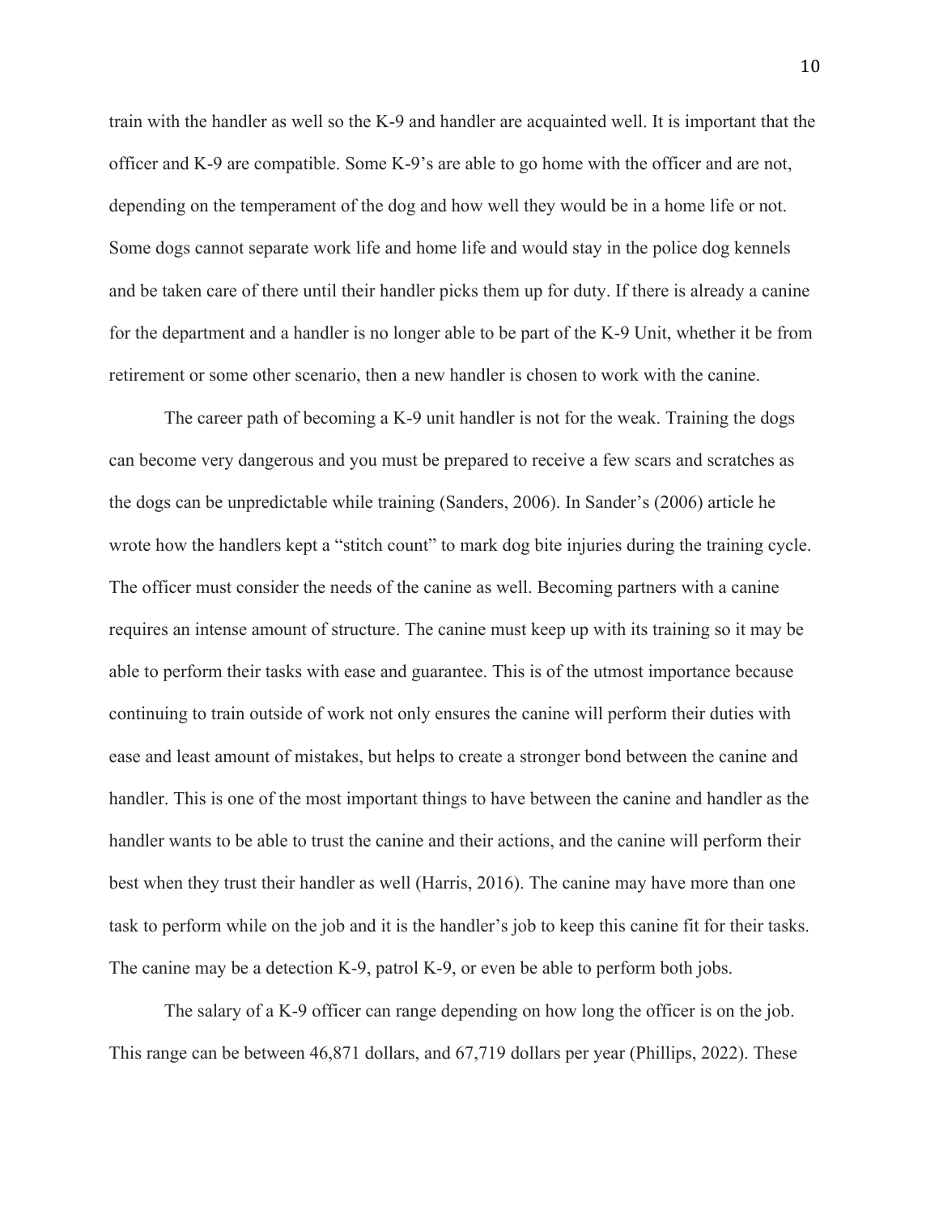train with the handler as well so the K-9 and handler are acquainted well. It is important that the officer and K-9 are compatible. Some K-9's are able to go home with the officer and are not, depending on the temperament of the dog and how well they would be in a home life or not. Some dogs cannot separate work life and home life and would stay in the police dog kennels and be taken care of there until their handler picks them up for duty. If there is already a canine for the department and a handler is no longer able to be part of the K-9 Unit, whether it be from retirement or some other scenario, then a new handler is chosen to work with the canine.

The career path of becoming a K-9 unit handler is not for the weak. Training the dogs can become very dangerous and you must be prepared to receive a few scars and scratches as the dogs can be unpredictable while training (Sanders, 2006). In Sander's (2006) article he wrote how the handlers kept a "stitch count" to mark dog bite injuries during the training cycle. The officer must consider the needs of the canine as well. Becoming partners with a canine requires an intense amount of structure. The canine must keep up with its training so it may be able to perform their tasks with ease and guarantee. This is of the utmost importance because continuing to train outside of work not only ensures the canine will perform their duties with ease and least amount of mistakes, but helps to create a stronger bond between the canine and handler. This is one of the most important things to have between the canine and handler as the handler wants to be able to trust the canine and their actions, and the canine will perform their best when they trust their handler as well (Harris, 2016). The canine may have more than one task to perform while on the job and it is the handler's job to keep this canine fit for their tasks. The canine may be a detection K-9, patrol K-9, or even be able to perform both jobs.

The salary of a K-9 officer can range depending on how long the officer is on the job. This range can be between 46,871 dollars, and 67,719 dollars per year (Phillips, 2022). These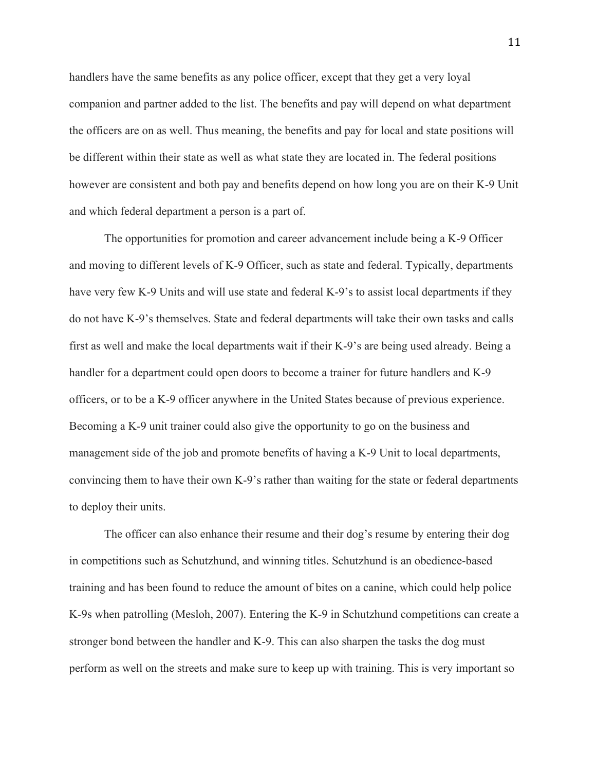handlers have the same benefits as any police officer, except that they get a very loyal companion and partner added to the list. The benefits and pay will depend on what department the officers are on as well. Thus meaning, the benefits and pay for local and state positions will be different within their state as well as what state they are located in. The federal positions however are consistent and both pay and benefits depend on how long you are on their K-9 Unit and which federal department a person is a part of.

The opportunities for promotion and career advancement include being a K-9 Officer and moving to different levels of K-9 Officer, such as state and federal. Typically, departments have very few K-9 Units and will use state and federal K-9's to assist local departments if they do not have K-9's themselves. State and federal departments will take their own tasks and calls first as well and make the local departments wait if their K-9's are being used already. Being a handler for a department could open doors to become a trainer for future handlers and K-9 officers, or to be a K-9 officer anywhere in the United States because of previous experience. Becoming a K-9 unit trainer could also give the opportunity to go on the business and management side of the job and promote benefits of having a K-9 Unit to local departments, convincing them to have their own K-9's rather than waiting for the state or federal departments to deploy their units.

The officer can also enhance their resume and their dog's resume by entering their dog in competitions such as Schutzhund, and winning titles. Schutzhund is an obedience-based training and has been found to reduce the amount of bites on a canine, which could help police K-9s when patrolling (Mesloh, 2007). Entering the K-9 in Schutzhund competitions can create a stronger bond between the handler and K-9. This can also sharpen the tasks the dog must perform as well on the streets and make sure to keep up with training. This is very important so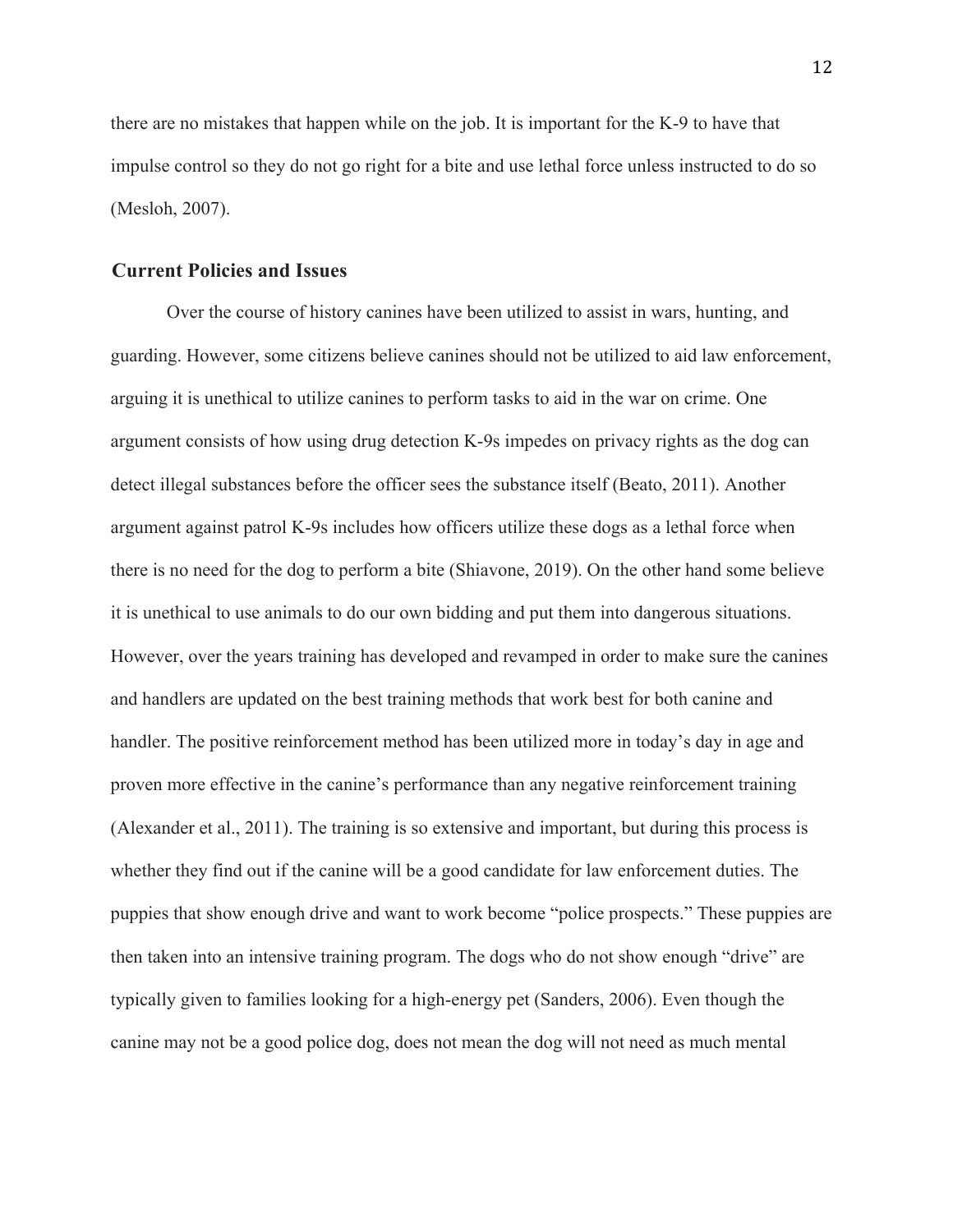there are no mistakes that happen while on the job. It is important for the K-9 to have that impulse control so they do not go right for a bite and use lethal force unless instructed to do so (Mesloh, 2007).

## Current Policies and Issues

Over the course of history canines have been utilized to assist in wars, hunting, and guarding. However, some citizens believe canines should not be utilized to aid law enforcement, arguing it is unethical to utilize canines to perform tasks to aid in the war on crime. One argument consists of how using drug detection K-9s impedes on privacy rights as the dog can detect illegal substances before the officer sees the substance itself (Beato, 2011). Another argument against patrol K-9s includes how officers utilize these dogs as a lethal force when there is no need for the dog to perform a bite (Shiavone, 2019). On the other hand some believe it is unethical to use animals to do our own bidding and put them into dangerous situations. However, over the years training has developed and revamped in order to make sure the canines and handlers are updated on the best training methods that work best for both canine and handler. The positive reinforcement method has been utilized more in today's day in age and proven more effective in the canine's performance than any negative reinforcement training (Alexander et al., 2011). The training is so extensive and important, but during this process is whether they find out if the canine will be a good candidate for law enforcement duties. The puppies that show enough drive and want to work become "police prospects." These puppies are then taken into an intensive training program. The dogs who do not show enough "drive" are typically given to families looking for a high-energy pet (Sanders, 2006). Even though the canine may not be a good police dog, does not mean the dog will not need as much mental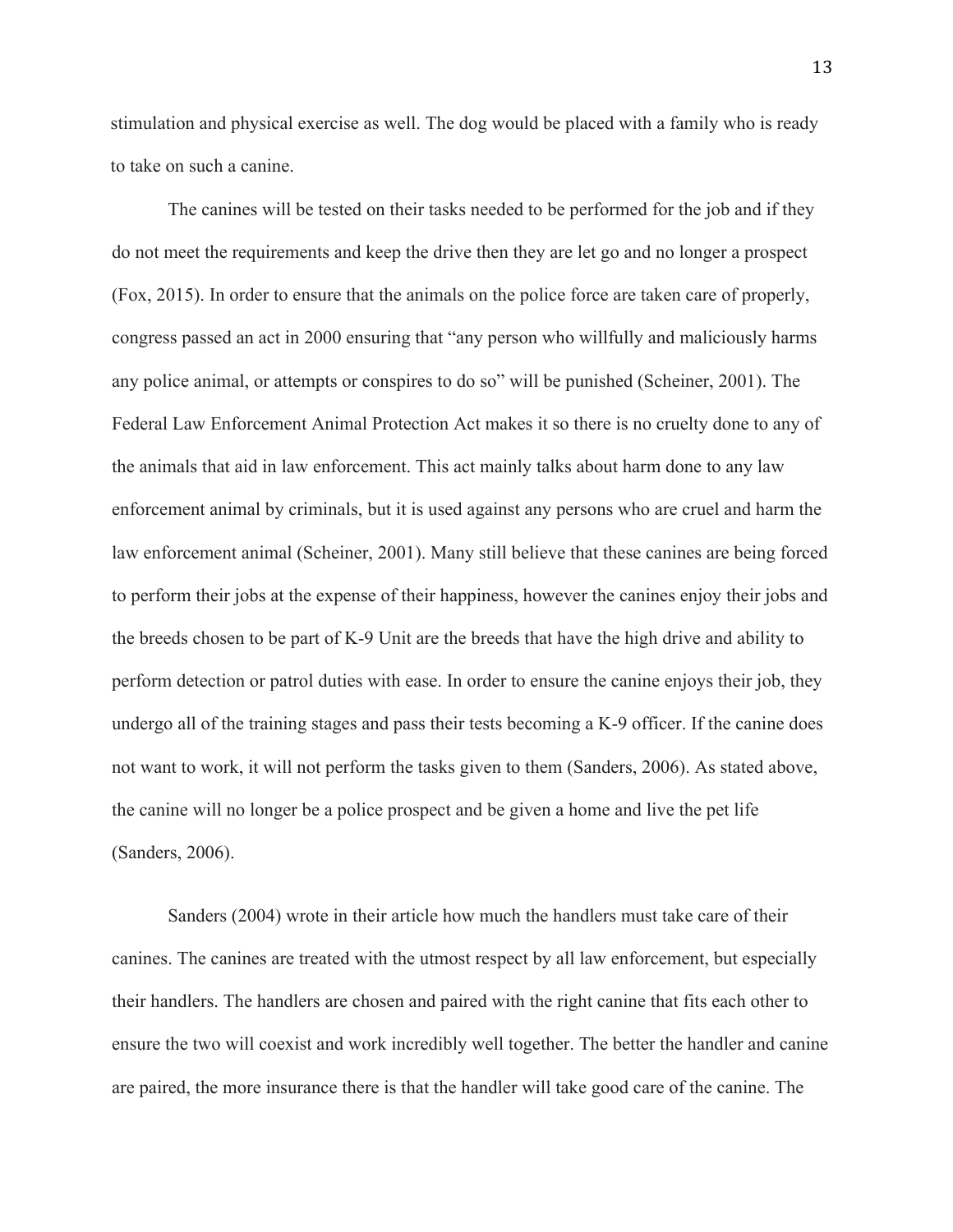stimulation and physical exercise as well. The dog would be placed with a family who is ready to take on such a canine.

The canines will be tested on their tasks needed to be performed for the job and if they do not meet the requirements and keep the drive then they are let go and no longer a prospect (Fox, 2015). In order to ensure that the animals on the police force are taken care of properly, congress passed an act in 2000 ensuring that "any person who willfully and maliciously harms any police animal, or attempts or conspires to do so" will be punished (Scheiner, 2001). The Federal Law Enforcement Animal Protection Act makes it so there is no cruelty done to any of the animals that aid in law enforcement. This act mainly talks about harm done to any law enforcement animal by criminals, but it is used against any persons who are cruel and harm the law enforcement animal (Scheiner, 2001). Many still believe that these canines are being forced to perform their jobs at the expense of their happiness, however the canines enjoy their jobs and the breeds chosen to be part of K-9 Unit are the breeds that have the high drive and ability to perform detection or patrol duties with ease. In order to ensure the canine enjoys their job, they undergo all of the training stages and pass their tests becoming a K-9 officer. If the canine does not want to work, it will not perform the tasks given to them (Sanders, 2006). As stated above, the canine will no longer be a police prospect and be given a home and live the pet life (Sanders, 2006).

Sanders (2004) wrote in their article how much the handlers must take care of their canines. The canines are treated with the utmost respect by all law enforcement, but especially their handlers. The handlers are chosen and paired with the right canine that fits each other to ensure the two will coexist and work incredibly well together. The better the handler and canine are paired, the more insurance there is that the handler will take good care of the canine. The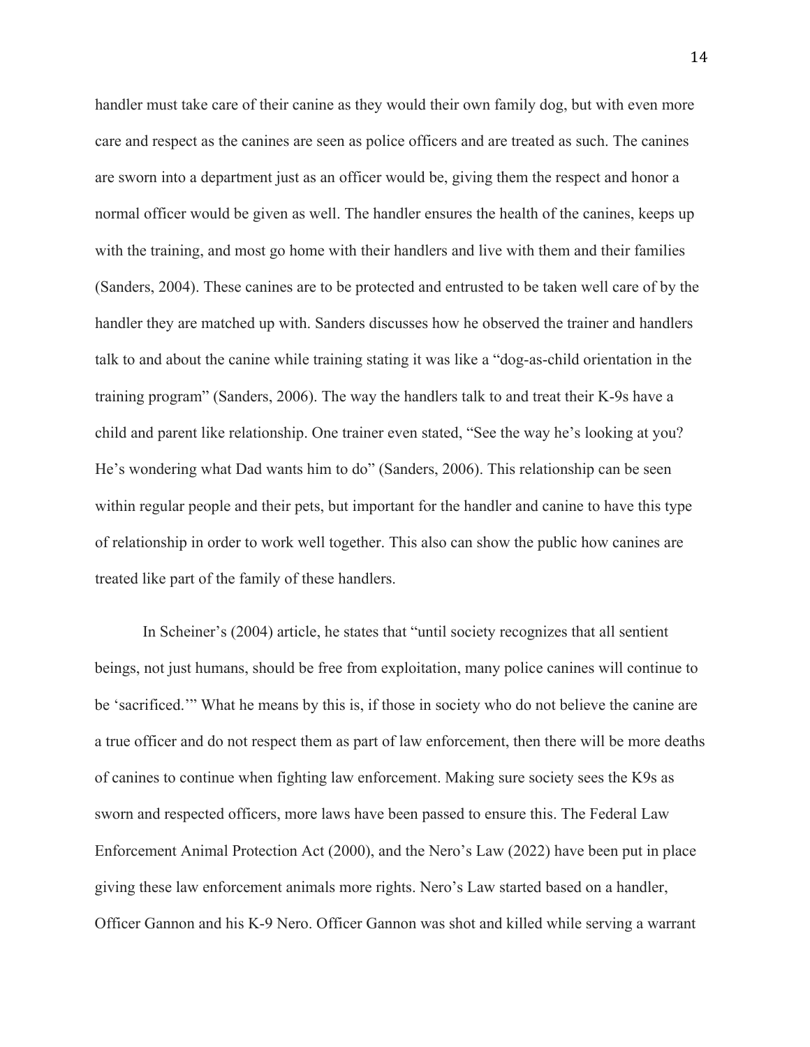handler must take care of their canine as they would their own family dog, but with even more care and respect as the canines are seen as police officers and are treated as such. The canines are sworn into a department just as an officer would be, giving them the respect and honor a normal officer would be given as well. The handler ensures the health of the canines, keeps up with the training, and most go home with their handlers and live with them and their families (Sanders, 2004). These canines are to be protected and entrusted to be taken well care of by the handler they are matched up with. Sanders discusses how he observed the trainer and handlers talk to and about the canine while training stating it was like a "dog-as-child orientation in the training program" (Sanders, 2006). The way the handlers talk to and treat their K-9s have a child and parent like relationship. One trainer even stated, "See the way he's looking at you? He's wondering what Dad wants him to do" (Sanders, 2006). This relationship can be seen within regular people and their pets, but important for the handler and canine to have this type of relationship in order to work well together. This also can show the public how canines are treated like part of the family of these handlers.

In Scheiner's (2004) article, he states that "until society recognizes that all sentient beings, not just humans, should be free from exploitation, many police canines will continue to be 'sacrificed.'" What he means by this is, if those in society who do not believe the canine are a true officer and do not respect them as part of law enforcement, then there will be more deaths of canines to continue when fighting law enforcement. Making sure society sees the K9s as sworn and respected officers, more laws have been passed to ensure this. The Federal Law Enforcement Animal Protection Act (2000), and the Nero's Law (2022) have been put in place giving these law enforcement animals more rights. Nero's Law started based on a handler, Officer Gannon and his K-9 Nero. Officer Gannon was shot and killed while serving a warrant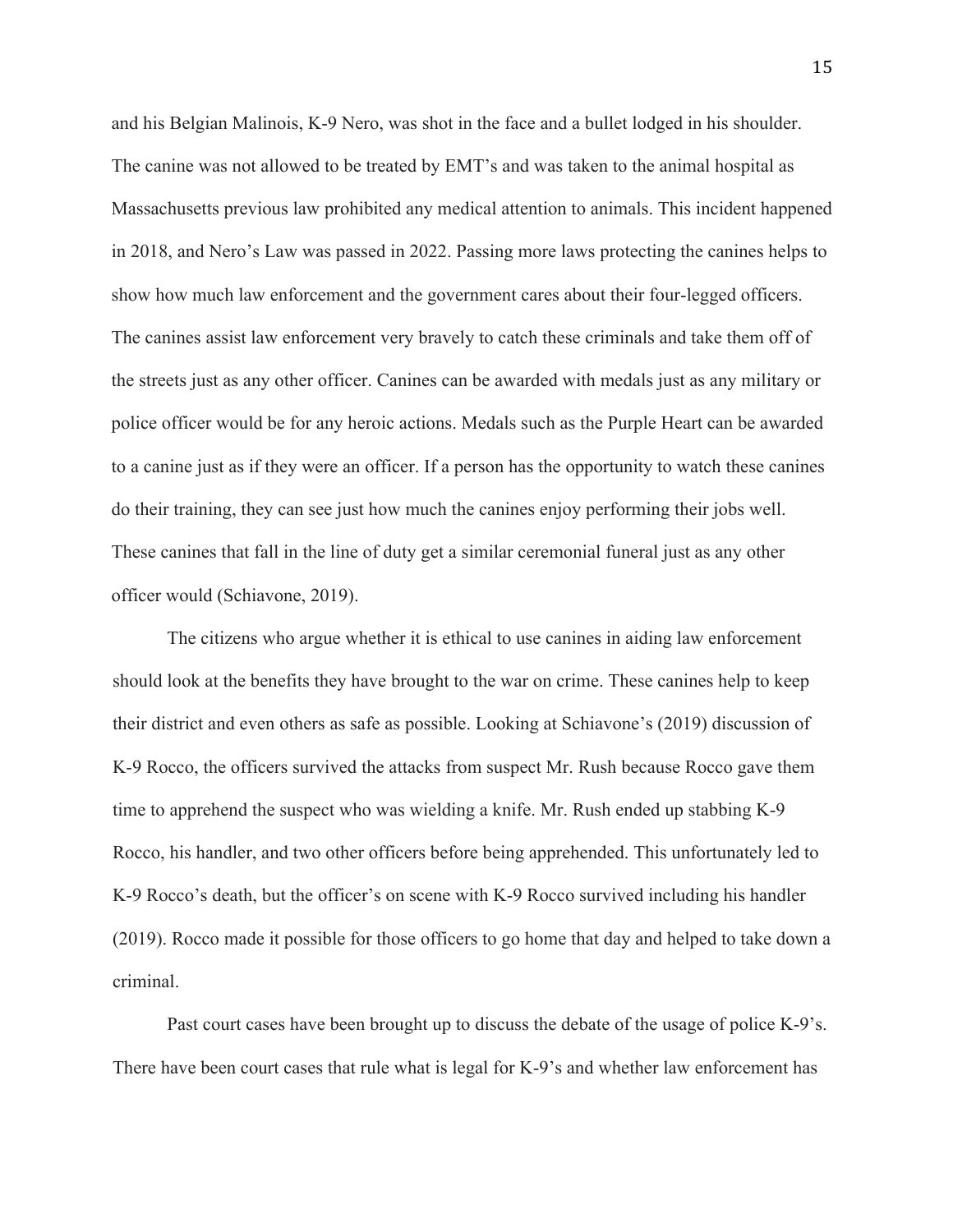and his Belgian Malinois, K-9 Nero, was shot in the face and a bullet lodged in his shoulder. The canine was not allowed to be treated by EMT's and was taken to the animal hospital as Massachusetts previous law prohibited any medical attention to animals. This incident happened in 2018, and Nero's Law was passed in 2022. Passing more laws protecting the canines helps to show how much law enforcement and the government cares about their four-legged officers. The canines assist law enforcement very bravely to catch these criminals and take them off of the streets just as any other officer. Canines can be awarded with medals just as any military or police officer would be for any heroic actions. Medals such as the Purple Heart can be awarded to a canine just as if they were an officer. If a person has the opportunity to watch these canines do their training, they can see just how much the canines enjoy performing their jobs well. These canines that fall in the line of duty get a similar ceremonial funeral just as any other officer would (Schiavone, 2019).

The citizens who argue whether it is ethical to use canines in aiding law enforcement should look at the benefits they have brought to the war on crime. These canines help to keep their district and even others as safe as possible. Looking at Schiavone's (2019) discussion of K-9 Rocco, the officers survived the attacks from suspect Mr. Rush because Rocco gave them time to apprehend the suspect who was wielding a knife. Mr. Rush ended up stabbing K-9 Rocco, his handler, and two other officers before being apprehended. This unfortunately led to K-9 Rocco's death, but the officer's on scene with K-9 Rocco survived including his handler (2019). Rocco made it possible for those officers to go home that day and helped to take down a criminal.

Past court cases have been brought up to discuss the debate of the usage of police K-9's. There have been court cases that rule what is legal for K-9's and whether law enforcement has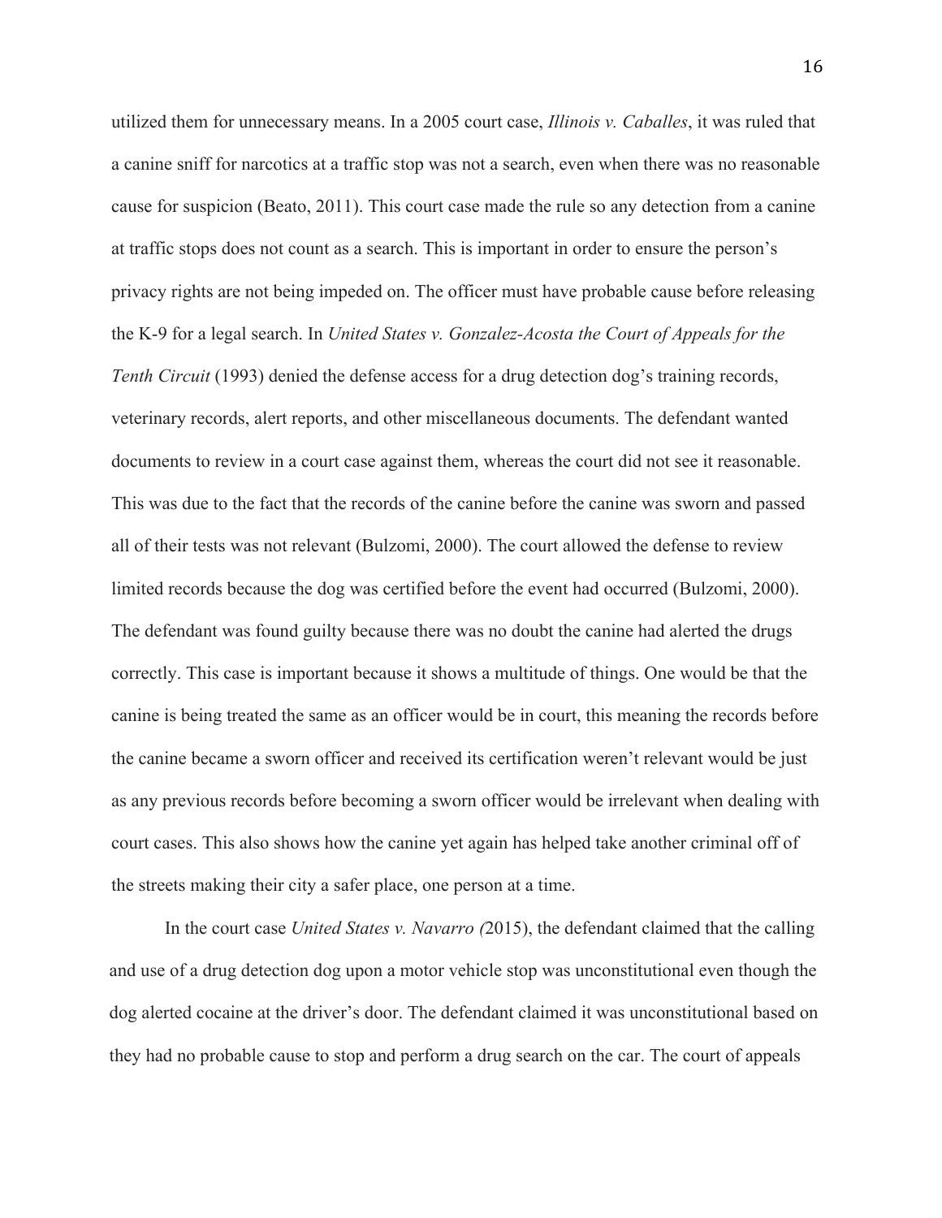utilized them for unnecessary means. In a 2005 court case, *Illinois v. Caballes*, it was ruled that a canine sniff for narcotics at a traffic stop was not a search, even when there was no reasonable cause for suspicion (Beato, 2011). This court case made the rule so any detection from a canine at traffic stops does not count as a search. This is important in order to ensure the person's privacy rights are not being impeded on. The officer must have probable cause before releasing the K-9 for a legal search. In *United States v. Gonzalez-Acosta the Court of Appeals for the Tenth Circuit* (1993) denied the defense access for a drug detection dog's training records, veterinary records, alert reports, and other miscellaneous documents. The defendant wanted documents to review in a court case against them, whereas the court did not see it reasonable. This was due to the fact that the records of the canine before the canine was sworn and passed all of their tests was not relevant (Bulzomi, 2000). The court allowed the defense to review limited records because the dog was certified before the event had occurred (Bulzomi, 2000). The defendant was found guilty because there was no doubt the canine had alerted the drugs correctly. This case is important because it shows a multitude of things. One would be that the canine is being treated the same as an officer would be in court, this meaning the records before the canine became a sworn officer and received its certification weren't relevant would be just as any previous records before becoming a sworn officer would be irrelevant when dealing with court cases. This also shows how the canine yet again has helped take another criminal off of the streets making their city a safer place, one person at a time.

In the court case *United States v. Navarro (*2015), the defendant claimed that the calling and use of a drug detection dog upon a motor vehicle stop was unconstitutional even though the dog alerted cocaine at the driver's door. The defendant claimed it was unconstitutional based on they had no probable cause to stop and perform a drug search on the car. The court of appeals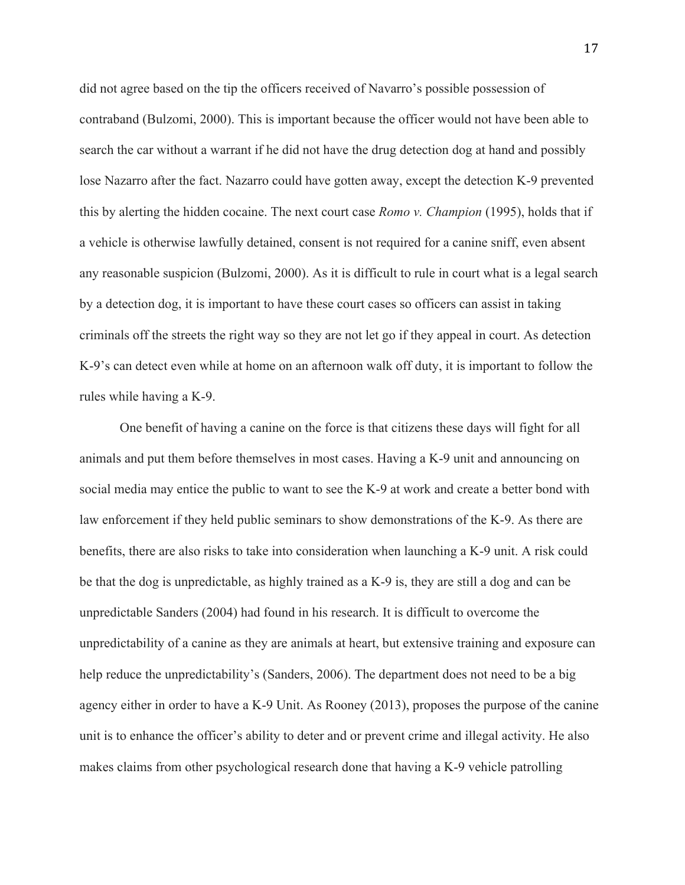did not agree based on the tip the officers received of Navarro's possible possession of contraband (Bulzomi, 2000). This is important because the officer would not have been able to search the car without a warrant if he did not have the drug detection dog at hand and possibly lose Nazarro after the fact. Nazarro could have gotten away, except the detection K-9 prevented this by alerting the hidden cocaine. The next court case *Romo v. Champion* (1995), holds that if a vehicle is otherwise lawfully detained, consent is not required for a canine sniff, even absent any reasonable suspicion (Bulzomi, 2000). As it is difficult to rule in court what is a legal search by a detection dog, it is important to have these court cases so officers can assist in taking criminals off the streets the right way so they are not let go if they appeal in court. As detection K-9's can detect even while at home on an afternoon walk off duty, it is important to follow the rules while having a K-9.

One benefit of having a canine on the force is that citizens these days will fight for all animals and put them before themselves in most cases. Having a K-9 unit and announcing on social media may entice the public to want to see the K-9 at work and create a better bond with law enforcement if they held public seminars to show demonstrations of the K-9. As there are benefits, there are also risks to take into consideration when launching a K-9 unit. A risk could be that the dog is unpredictable, as highly trained as a K-9 is, they are still a dog and can be unpredictable Sanders (2004) had found in his research. It is difficult to overcome the unpredictability of a canine as they are animals at heart, but extensive training and exposure can help reduce the unpredictability's (Sanders, 2006). The department does not need to be a big agency either in order to have a K-9 Unit. As Rooney (2013), proposes the purpose of the canine unit is to enhance the officer's ability to deter and or prevent crime and illegal activity. He also makes claims from other psychological research done that having a K-9 vehicle patrolling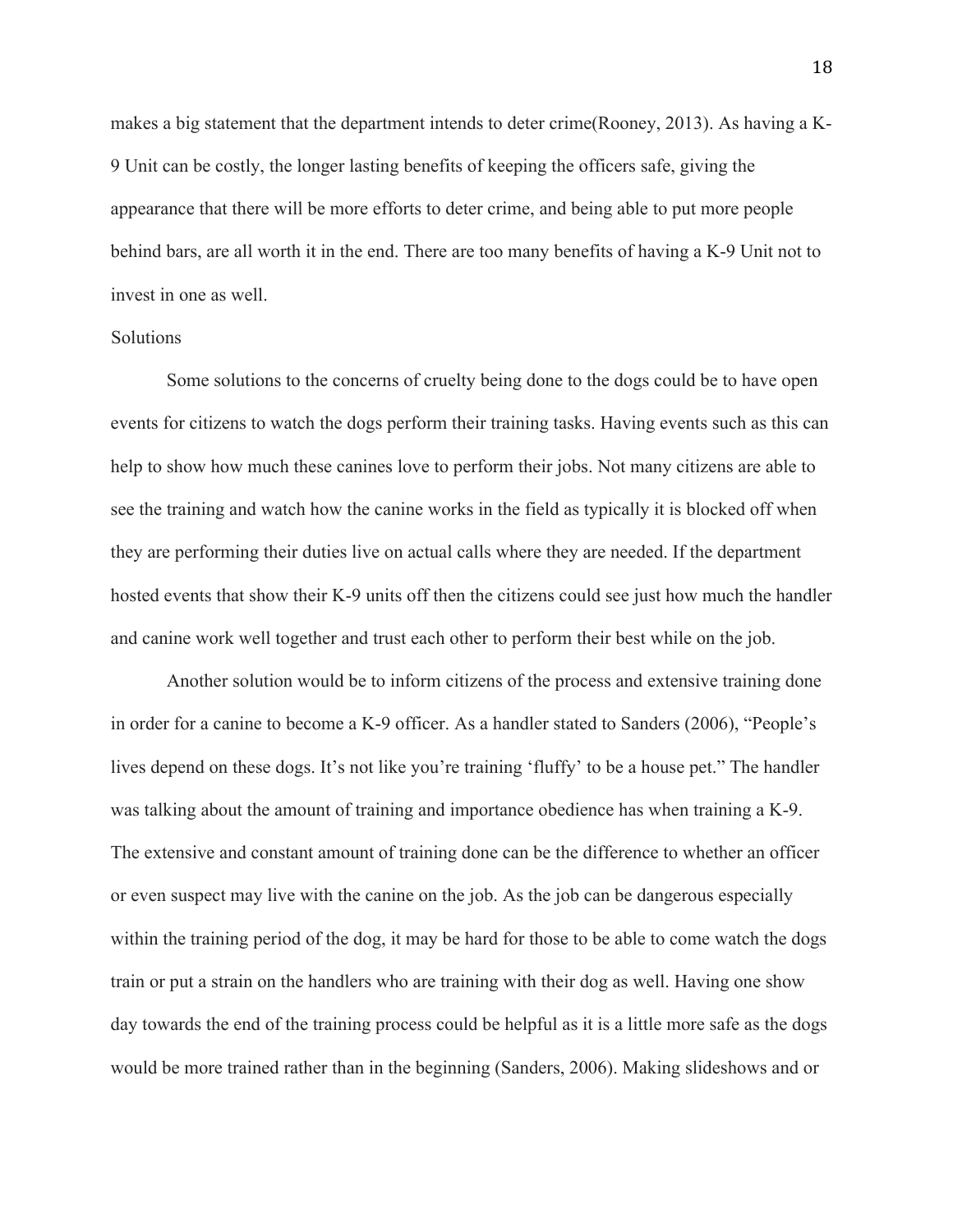makes a big statement that the department intends to deter crime(Rooney, 2013). As having a K-9 Unit can be costly, the longer lasting benefits of keeping the officers safe, giving the appearance that there will be more efforts to deter crime, and being able to put more people behind bars, are all worth it in the end. There are too many benefits of having a K-9 Unit not to invest in one as well.

## Solutions

Some solutions to the concerns of cruelty being done to the dogs could be to have open events for citizens to watch the dogs perform their training tasks. Having events such as this can help to show how much these canines love to perform their jobs. Not many citizens are able to see the training and watch how the canine works in the field as typically it is blocked off when they are performing their duties live on actual calls where they are needed. If the department hosted events that show their K-9 units off then the citizens could see just how much the handler and canine work well together and trust each other to perform their best while on the job.

Another solution would be to inform citizens of the process and extensive training done in order for a canine to become a K-9 officer. As a handler stated to Sanders (2006), "People's lives depend on these dogs. It's not like you're training 'fluffy' to be a house pet." The handler was talking about the amount of training and importance obedience has when training a K-9. The extensive and constant amount of training done can be the difference to whether an officer or even suspect may live with the canine on the job. As the job can be dangerous especially within the training period of the dog, it may be hard for those to be able to come watch the dogs train or put a strain on the handlers who are training with their dog as well. Having one show day towards the end of the training process could be helpful as it is a little more safe as the dogs would be more trained rather than in the beginning (Sanders, 2006). Making slideshows and or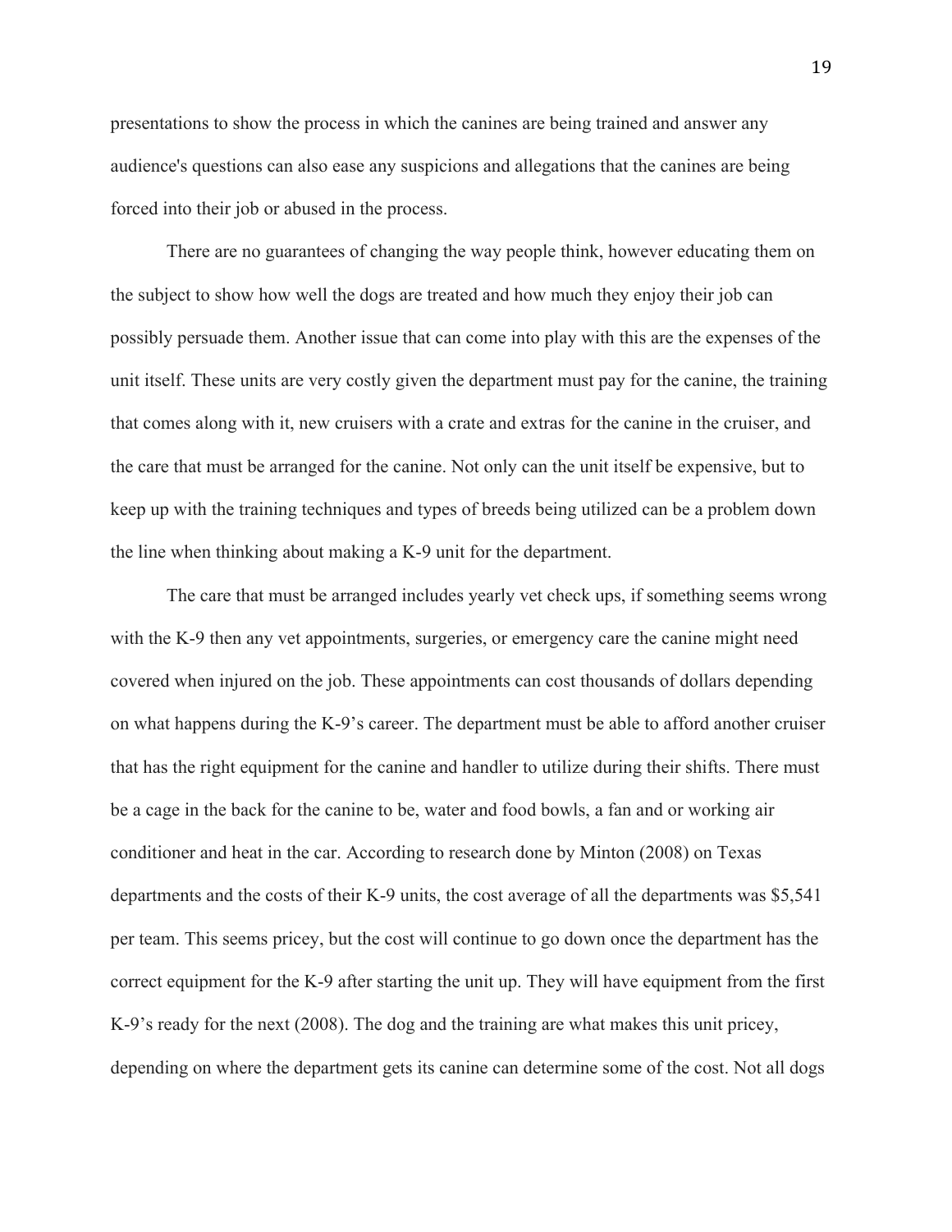presentations to show the process in which the canines are being trained and answer any audience's questions can also ease any suspicions and allegations that the canines are being forced into their job or abused in the process.

There are no guarantees of changing the way people think, however educating them on the subject to show how well the dogs are treated and how much they enjoy their job can possibly persuade them. Another issue that can come into play with this are the expenses of the unit itself. These units are very costly given the department must pay for the canine, the training that comes along with it, new cruisers with a crate and extras for the canine in the cruiser, and the care that must be arranged for the canine. Not only can the unit itself be expensive, but to keep up with the training techniques and types of breeds being utilized can be a problem down the line when thinking about making a K-9 unit for the department.

The care that must be arranged includes yearly vet check ups, if something seems wrong with the K-9 then any vet appointments, surgeries, or emergency care the canine might need covered when injured on the job. These appointments can cost thousands of dollars depending on what happens during the K-9's career. The department must be able to afford another cruiser that has the right equipment for the canine and handler to utilize during their shifts. There must be a cage in the back for the canine to be, water and food bowls, a fan and or working air conditioner and heat in the car. According to research done by Minton (2008) on Texas departments and the costs of their K-9 units, the cost average of all the departments was $5,541 per team. This seems pricey, but the cost will continue to go down once the department has the correct equipment for the K-9 after starting the unit up. They will have equipment from the first K-9's ready for the next (2008). The dog and the training are what makes this unit pricey, depending on where the department gets its canine can determine some of the cost. Not all dogs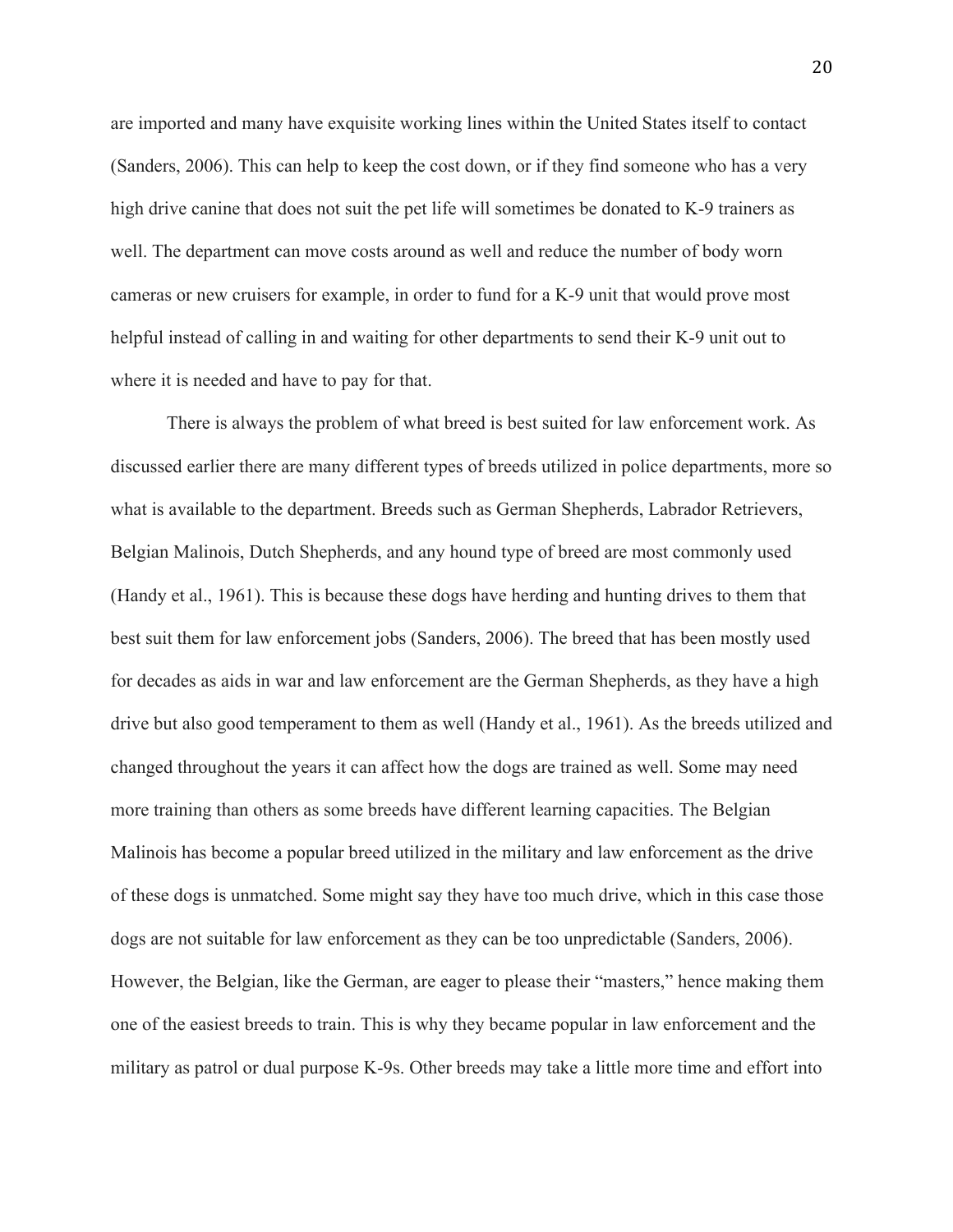are imported and many have exquisite working lines within the United States itself to contact (Sanders, 2006). This can help to keep the cost down, or if they find someone who has a very high drive canine that does not suit the pet life will sometimes be donated to K-9 trainers as well. The department can move costs around as well and reduce the number of body worn cameras or new cruisers for example, in order to fund for a K-9 unit that would prove most helpful instead of calling in and waiting for other departments to send their K-9 unit out to where it is needed and have to pay for that.

There is always the problem of what breed is best suited for law enforcement work. As discussed earlier there are many different types of breeds utilized in police departments, more so what is available to the department. Breeds such as German Shepherds, Labrador Retrievers, Belgian Malinois, Dutch Shepherds, and any hound type of breed are most commonly used (Handy et al., 1961). This is because these dogs have herding and hunting drives to them that best suit them for law enforcement jobs (Sanders, 2006). The breed that has been mostly used for decades as aids in war and law enforcement are the German Shepherds, as they have a high drive but also good temperament to them as well (Handy et al., 1961). As the breeds utilized and changed throughout the years it can affect how the dogs are trained as well. Some may need more training than others as some breeds have different learning capacities. The Belgian Malinois has become a popular breed utilized in the military and law enforcement as the drive of these dogs is unmatched. Some might say they have too much drive, which in this case those dogs are not suitable for law enforcement as they can be too unpredictable (Sanders, 2006). However, the Belgian, like the German, are eager to please their "masters," hence making them one of the easiest breeds to train. This is why they became popular in law enforcement and the military as patrol or dual purpose K-9s. Other breeds may take a little more time and effort into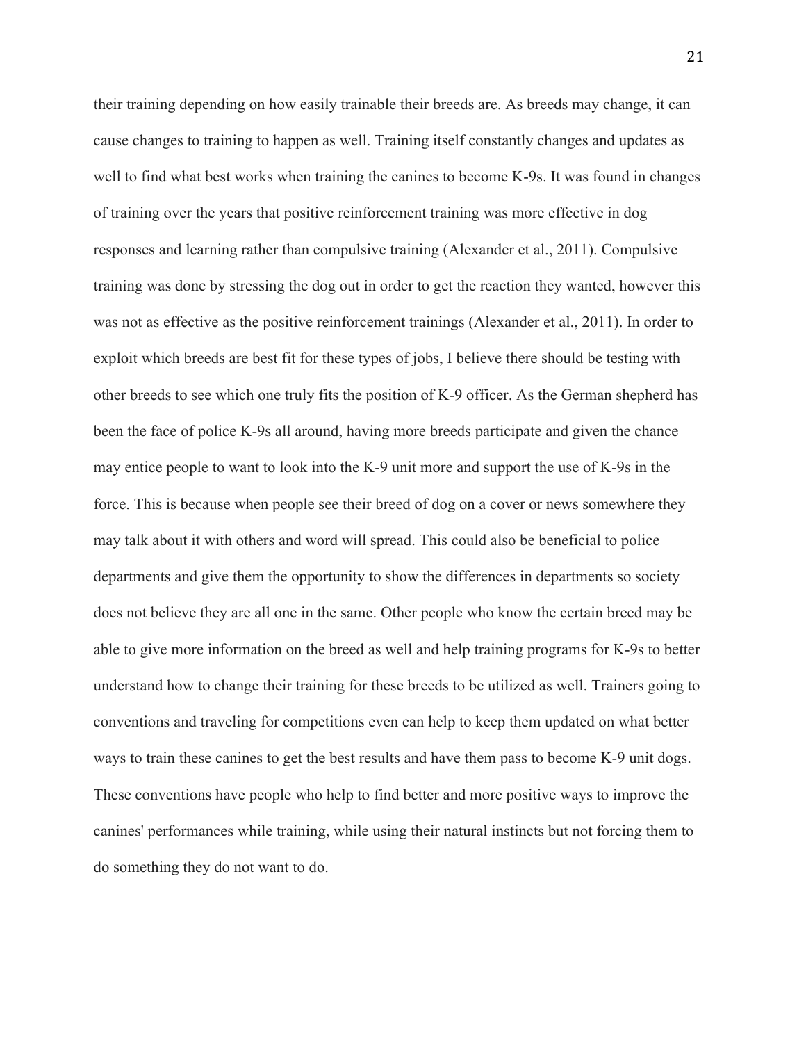their training depending on how easily trainable their breeds are. As breeds may change, it can cause changes to training to happen as well. Training itself constantly changes and updates as well to find what best works when training the canines to become K-9s. It was found in changes of training over the years that positive reinforcement training was more effective in dog responses and learning rather than compulsive training (Alexander et al., 2011). Compulsive training was done by stressing the dog out in order to get the reaction they wanted, however this was not as effective as the positive reinforcement trainings (Alexander et al., 2011). In order to exploit which breeds are best fit for these types of jobs, I believe there should be testing with other breeds to see which one truly fits the position of K-9 officer. As the German shepherd has been the face of police K-9s all around, having more breeds participate and given the chance may entice people to want to look into the K-9 unit more and support the use of K-9s in the force. This is because when people see their breed of dog on a cover or news somewhere they may talk about it with others and word will spread. This could also be beneficial to police departments and give them the opportunity to show the differences in departments so society does not believe they are all one in the same. Other people who know the certain breed may be able to give more information on the breed as well and help training programs for K-9s to better understand how to change their training for these breeds to be utilized as well. Trainers going to conventions and traveling for competitions even can help to keep them updated on what better ways to train these canines to get the best results and have them pass to become K-9 unit dogs. These conventions have people who help to find better and more positive ways to improve the canines' performances while training, while using their natural instincts but not forcing them to do something they do not want to do.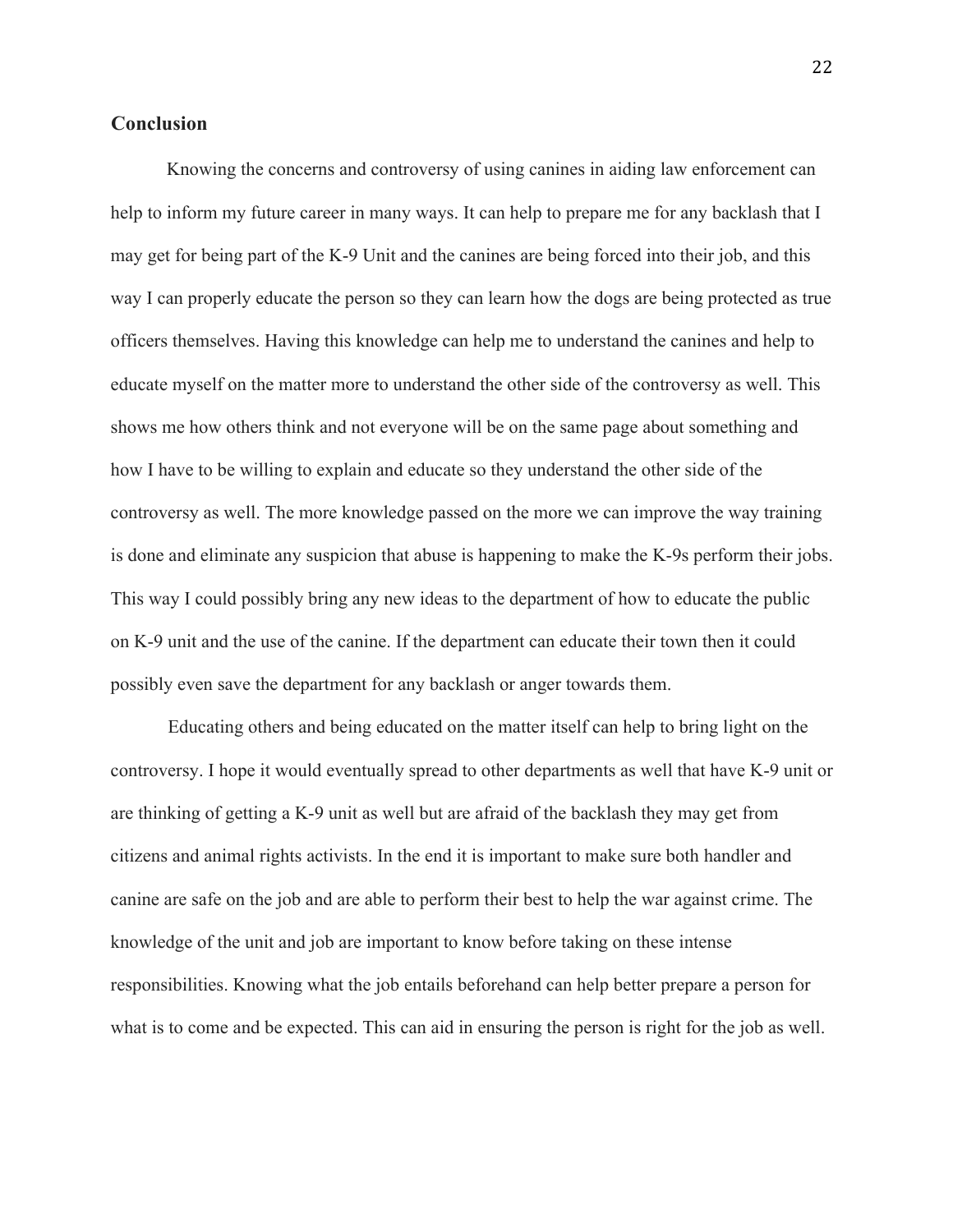## Conclusion

Knowing the concerns and controversy of using canines in aiding law enforcement can help to inform my future career in many ways. It can help to prepare me for any backlash that I may get for being part of the K-9 Unit and the canines are being forced into their job, and this way I can properly educate the person so they can learn how the dogs are being protected as true officers themselves. Having this knowledge can help me to understand the canines and help to educate myself on the matter more to understand the other side of the controversy as well. This shows me how others think and not everyone will be on the same page about something and how I have to be willing to explain and educate so they understand the other side of the controversy as well. The more knowledge passed on the more we can improve the way training is done and eliminate any suspicion that abuse is happening to make the K-9s perform their jobs. This way I could possibly bring any new ideas to the department of how to educate the public on K-9 unit and the use of the canine. If the department can educate their town then it could possibly even save the department for any backlash or anger towards them.

Educating others and being educated on the matter itself can help to bring light on the controversy. I hope it would eventually spread to other departments as well that have K-9 unit or are thinking of getting a K-9 unit as well but are afraid of the backlash they may get from citizens and animal rights activists. In the end it is important to make sure both handler and canine are safe on the job and are able to perform their best to help the war against crime. The knowledge of the unit and job are important to know before taking on these intense responsibilities. Knowing what the job entails beforehand can help better prepare a person for what is to come and be expected. This can aid in ensuring the person is right for the job as well.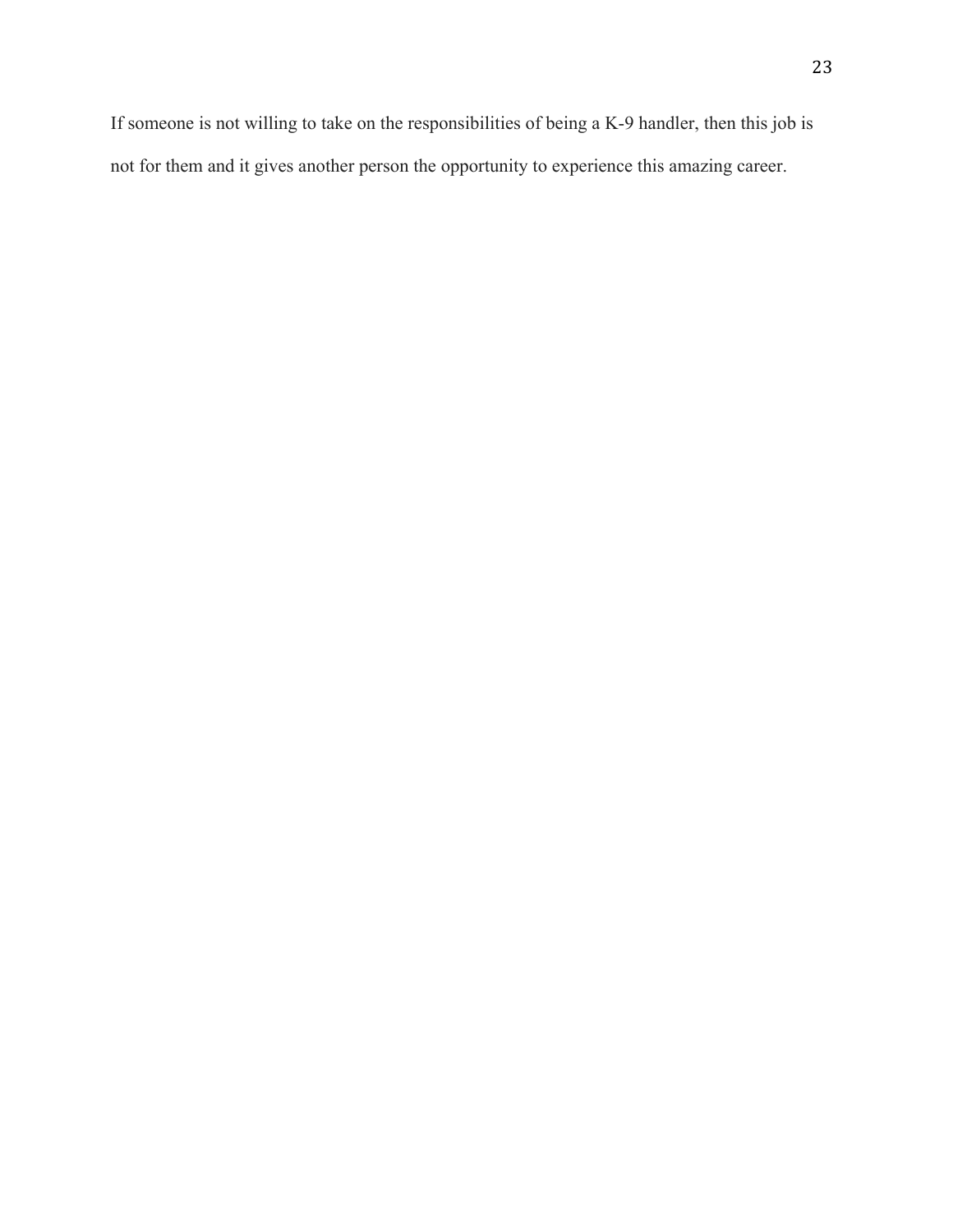If someone is not willing to take on the responsibilities of being a K-9 handler, then this job is not for them and it gives another person the opportunity to experience this amazing career.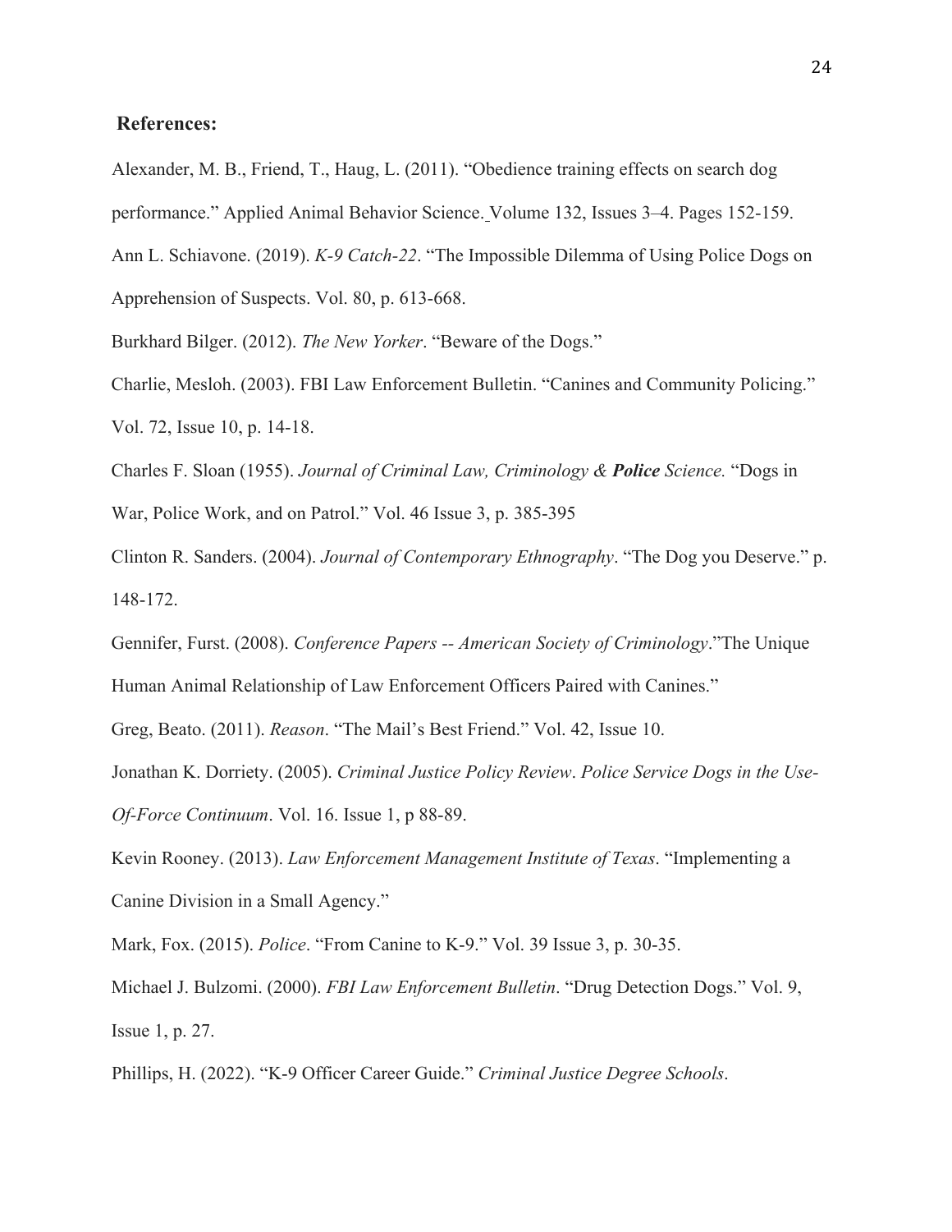**References:**

Alexander, M. B., Friend, T., Haug, L. (2011). “Obedience training effects on search dog performance.” Applied Animal Behavior Science. Volume 132, Issues 3–4. Pages 152-159.

Ann L. Schiavone. (2019). *K-9 Catch-22*. “The Impossible Dilemma of Using Police Dogs on Apprehension of Suspects. Vol. 80, p. 613-668.

Burkhard Bilger. (2012). *The New Yorker*. “Beware of the Dogs.”

Charlie, Mesloh. (2003). FBI Law Enforcement Bulletin. “Canines and Community Policing.” Vol. 72, Issue 10, p. 14-18.

Charles F. Sloan (1955). *Journal of Criminal Law, Criminology & **Police** Science.* “Dogs in War, Police Work, and on Patrol.” Vol. 46 Issue 3, p. 385-395

Clinton R. Sanders. (2004). *Journal of Contemporary Ethnography*. “The Dog you Deserve.” p. 148-172.

Gennifer, Furst. (2008). *Conference Papers -- American Society of Criminology*.”The Unique Human Animal Relationship of Law Enforcement Officers Paired with Canines.”

Greg, Beato. (2011). *Reason*. “The Mail’s Best Friend.” Vol. 42, Issue 10.

Jonathan K. Dorriety. (2005). *Criminal Justice Policy Review*. *Police Service Dogs in the Use-Of-Force Continuum*. Vol. 16. Issue 1, p 88-89.

Kevin Rooney. (2013). *Law Enforcement Management Institute of Texas*. “Implementing a Canine Division in a Small Agency.”

Mark, Fox. (2015). *Police*. “From Canine to K-9.” Vol. 39 Issue 3, p. 30-35.

Michael J. Bulzomi. (2000). *FBI Law Enforcement Bulletin*. “Drug Detection Dogs.” Vol. 9, Issue 1, p. 27.

Phillips, H. (2022). “K-9 Officer Career Guide.” *Criminal Justice Degree Schools*.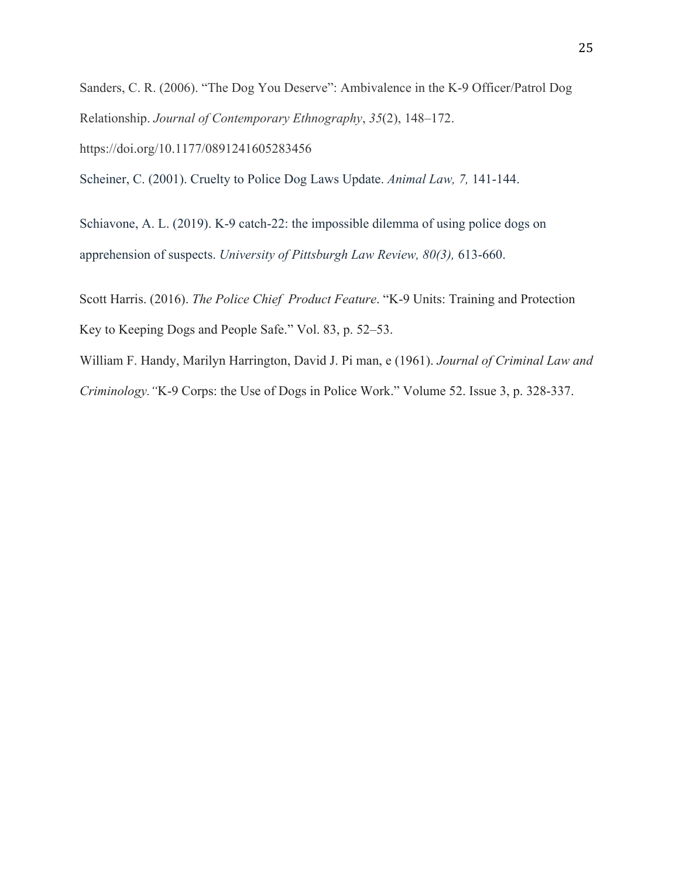Sanders, C. R. (2006). "The Dog You Deserve": Ambivalence in the K-9 Officer/Patrol Dog Relationship. *Journal of Contemporary Ethnography*, *35*(2), 148–172. https://doi.org/10.1177/0891241605283456

Scheiner, C. (2001). Cruelty to Police Dog Laws Update. *Animal Law, 7,* 141-144.

Schiavone, A. L. (2019). K-9 catch-22: the impossible dilemma of using police dogs on apprehension of suspects. *University of Pittsburgh Law Review, 80(3),* 613-660.

Scott Harris. (2016). *The Police Chief  Product Feature*. "K-9 Units: Training and Protection Key to Keeping Dogs and People Safe." Vol. 83, p. 52–53.

William F. Handy, Marilyn Harrington, David J. Pi man, e (1961). *Journal of Criminal Law and Criminology."*K-9 Corps: the Use of Dogs in Police Work." Volume 52. Issue 3, p. 328-337.